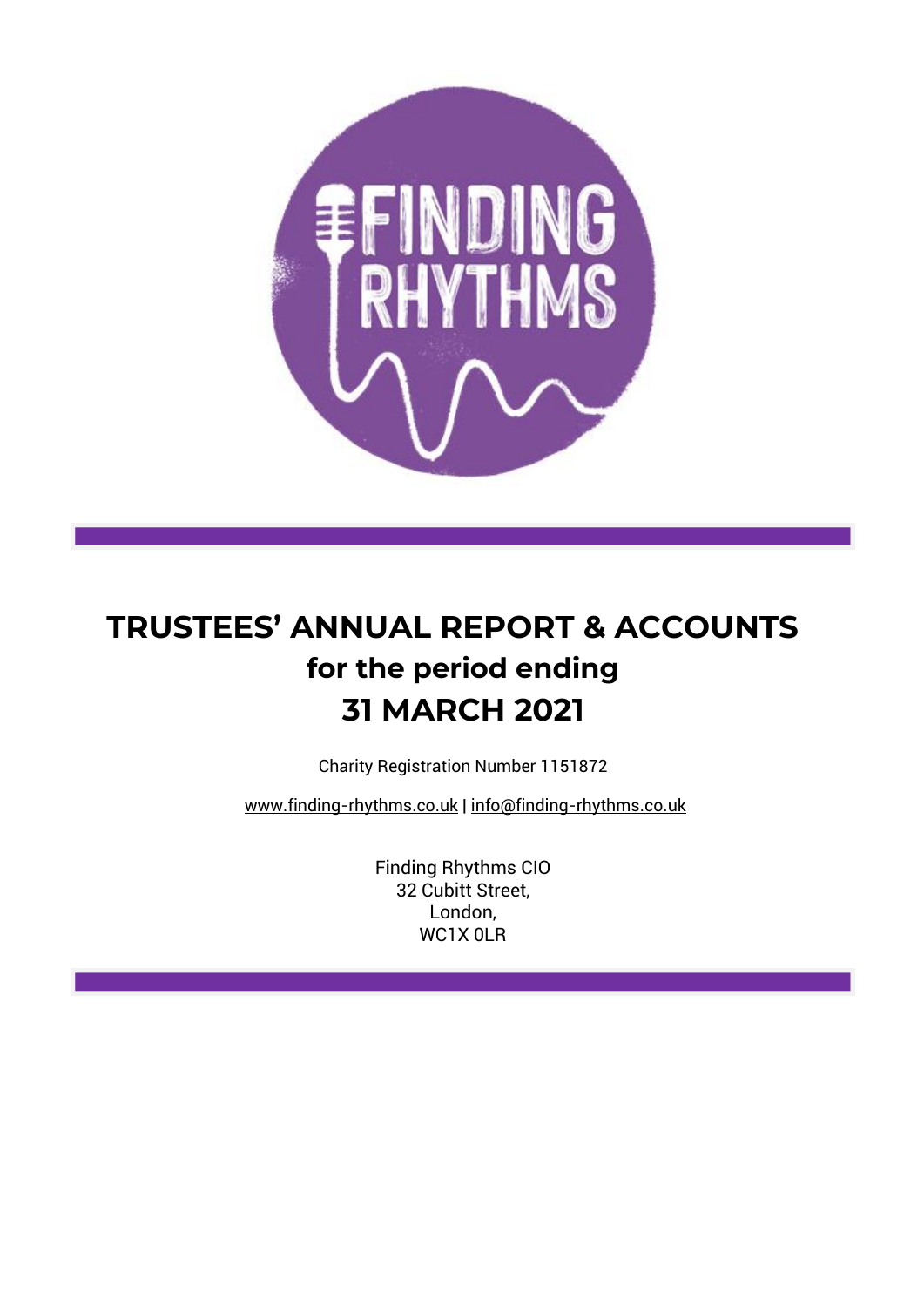# TRUSTEES' ANNUAL REPORT & ACCOUNTS

## for the period ending

## 31 MARCH 2021

Charity Registration Number 1151872

www.finding-rhythms.co.uk | info@finding-rhythms.co.uk

Finding Rhythms CIO
32 Cubitt Street,
London,
WC1X 0LR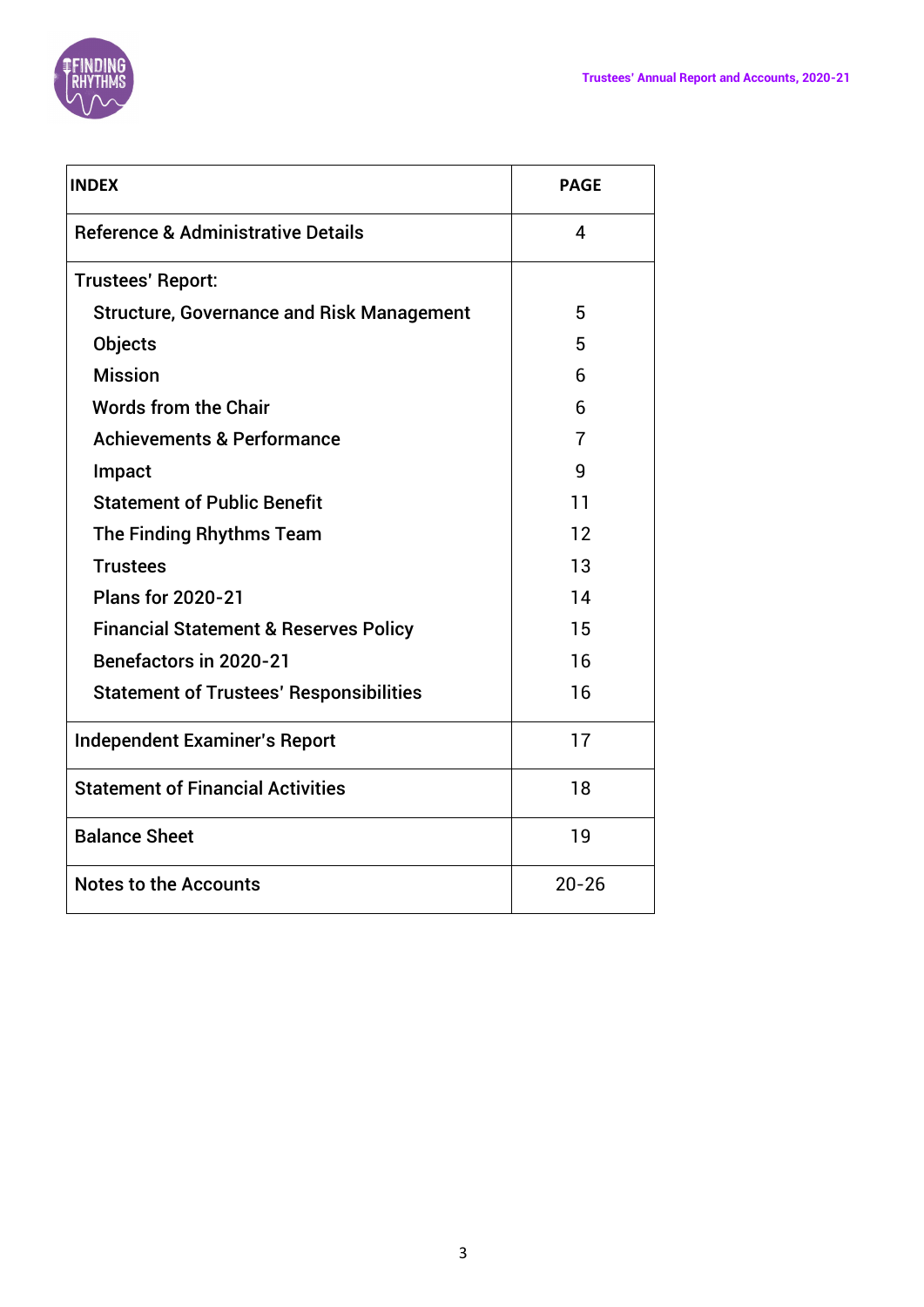| INDEX | PAGE |
|---|---|
| Reference & Administrative Details | 4 |
| Trustees' Report: | |
| Structure, Governance and Risk Management | 5 |
| Objects | 5 |
| Mission | 6 |
| Words from the Chair | 6 |
| Achievements & Performance | 7 |
| Impact | 9 |
| Statement of Public Benefit | 11 |
| The Finding Rhythms Team | 12 |
| Trustees | 13 |
| Plans for 2020-21 | 14 |
| Financial Statement & Reserves Policy | 15 |
| Benefactors in 2020-21 | 16 |
| Statement of Trustees' Responsibilities | 16 |
| Independent Examiner's Report | 17 |
| Statement of Financial Activities | 18 |
| Balance Sheet | 19 |
| Notes to the Accounts | 20-26 |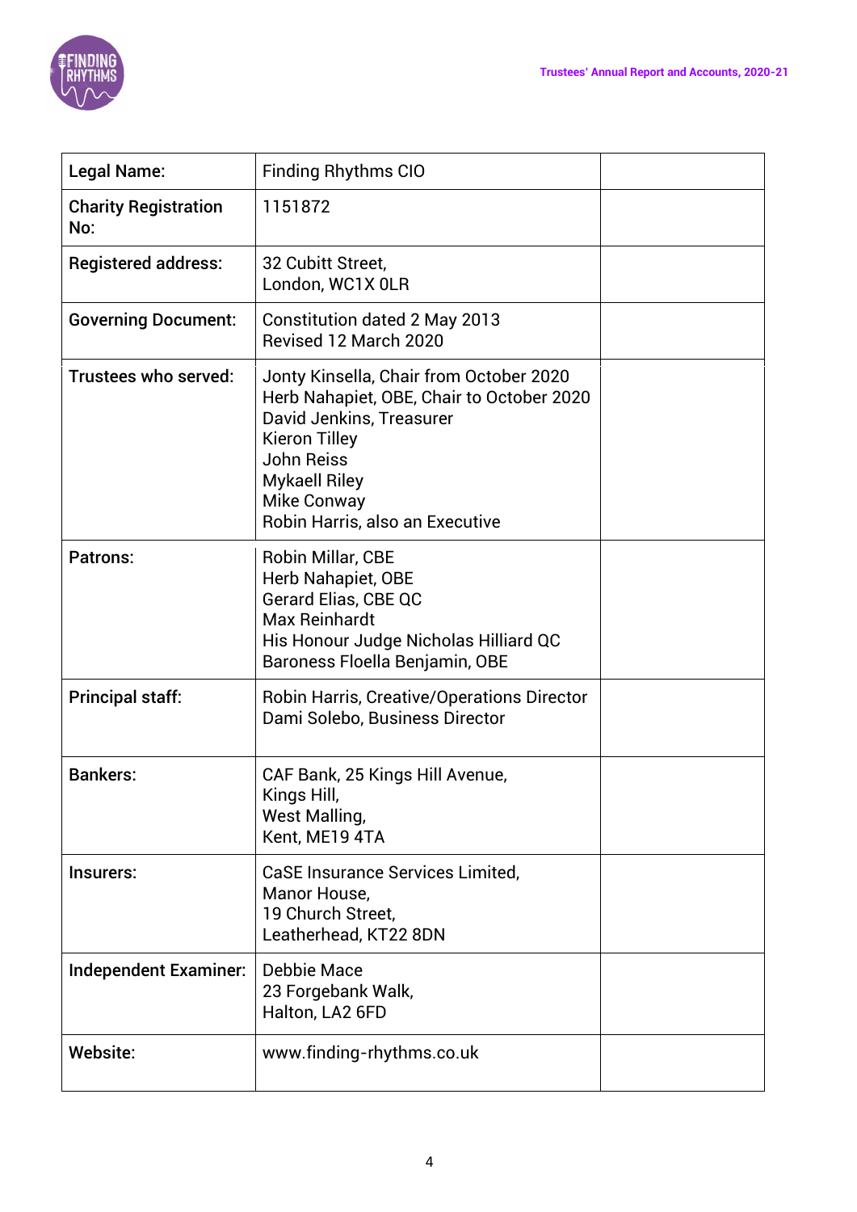| Legal Name: | Finding Rhythms CIO | |
|---|---|---|
| Charity Registration No: | 1151872 | |
| Registered address: | 32 Cubitt Street,<br>London, WC1X 0LR | |
| Governing Document: | Constitution dated 2 May 2013<br>Revised 12 March 2020 | |
| Trustees who served: | Jonty Kinsella, Chair from October 2020<br>Herb Nahapiet, OBE, Chair to October 2020<br>David Jenkins, Treasurer<br>Kieron Tilley<br>John Reiss<br>Mykaell Riley<br>Mike Conway<br>Robin Harris, also an Executive | |
| Patrons: | Robin Millar, CBE<br>Herb Nahapiet, OBE<br>Gerard Elias, CBE QC<br>Max Reinhardt<br>His Honour Judge Nicholas Hilliard QC<br>Baroness Floella Benjamin, OBE | |
| Principal staff: | Robin Harris, Creative/Operations Director<br>Dami Solebo, Business Director | |
| Bankers: | CAF Bank, 25 Kings Hill Avenue,<br>Kings Hill,<br>West Malling,<br>Kent, ME19 4TA | |
| Insurers: | CaSE Insurance Services Limited,<br>Manor House,<br>19 Church Street,<br>Leatherhead, KT22 8DN | |
| Independent Examiner: | Debbie Mace<br>23 Forgebank Walk,<br>Halton, LA2 6FD | |
| Website: | www.finding-rhythms.co.uk | |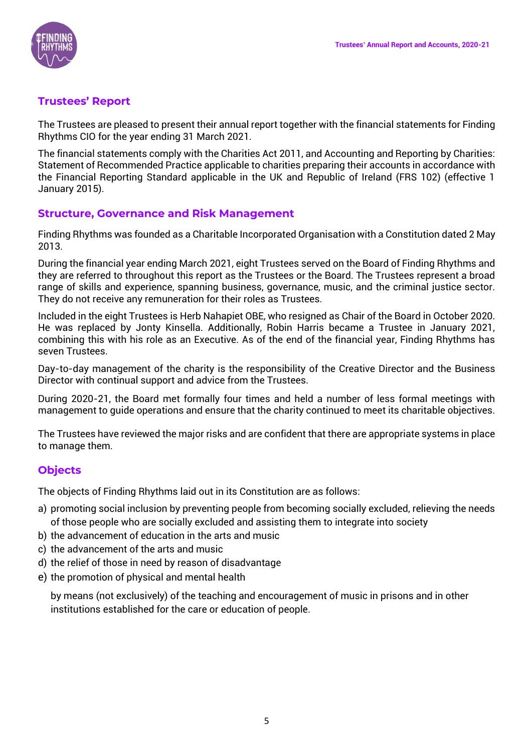## Trustees' Report

The Trustees are pleased to present their annual report together with the financial statements for Finding Rhythms CIO for the year ending 31 March 2021.

The financial statements comply with the Charities Act 2011, and Accounting and Reporting by Charities: Statement of Recommended Practice applicable to charities preparing their accounts in accordance with the Financial Reporting Standard applicable in the UK and Republic of Ireland (FRS 102) (effective 1 January 2015).

## Structure, Governance and Risk Management

Finding Rhythms was founded as a Charitable Incorporated Organisation with a Constitution dated 2 May 2013.

During the financial year ending March 2021, eight Trustees served on the Board of Finding Rhythms and they are referred to throughout this report as the Trustees or the Board. The Trustees represent a broad range of skills and experience, spanning business, governance, music, and the criminal justice sector. They do not receive any remuneration for their roles as Trustees.

Included in the eight Trustees is Herb Nahapiet OBE, who resigned as Chair of the Board in October 2020. He was replaced by Jonty Kinsella. Additionally, Robin Harris became a Trustee in January 2021, combining this with his role as an Executive. As of the end of the financial year, Finding Rhythms has seven Trustees.

Day-to-day management of the charity is the responsibility of the Creative Director and the Business Director with continual support and advice from the Trustees.

During 2020-21, the Board met formally four times and held a number of less formal meetings with management to guide operations and ensure that the charity continued to meet its charitable objectives.

The Trustees have reviewed the major risks and are confident that there are appropriate systems in place to manage them.

## Objects

The objects of Finding Rhythms laid out in its Constitution are as follows:

a) promoting social inclusion by preventing people from becoming socially excluded, relieving the needs of those people who are socially excluded and assisting them to integrate into society
b) the advancement of education in the arts and music
c) the advancement of the arts and music
d) the relief of those in need by reason of disadvantage
e) the promotion of physical and mental health

by means (not exclusively) of the teaching and encouragement of music in prisons and in other institutions established for the care or education of people.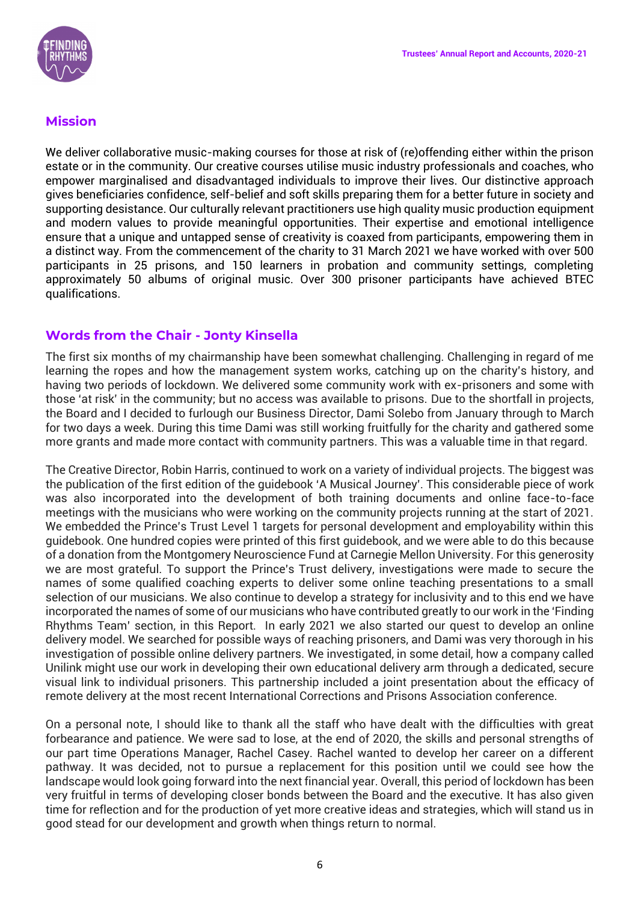## Mission

We deliver collaborative music-making courses for those at risk of (re)offending either within the prison estate or in the community. Our creative courses utilise music industry professionals and coaches, who empower marginalised and disadvantaged individuals to improve their lives. Our distinctive approach gives beneficiaries confidence, self-belief and soft skills preparing them for a better future in society and supporting desistance. Our culturally relevant practitioners use high quality music production equipment and modern values to provide meaningful opportunities. Their expertise and emotional intelligence ensure that a unique and untapped sense of creativity is coaxed from participants, empowering them in a distinct way. From the commencement of the charity to 31 March 2021 we have worked with over 500 participants in 25 prisons, and 150 learners in probation and community settings, completing approximately 50 albums of original music. Over 300 prisoner participants have achieved BTEC qualifications.

## Words from the Chair - Jonty Kinsella

The first six months of my chairmanship have been somewhat challenging. Challenging in regard of me learning the ropes and how the management system works, catching up on the charity's history, and having two periods of lockdown. We delivered some community work with ex-prisoners and some with those 'at risk' in the community; but no access was available to prisons. Due to the shortfall in projects, the Board and I decided to furlough our Business Director, Dami Solebo from January through to March for two days a week. During this time Dami was still working fruitfully for the charity and gathered some more grants and made more contact with community partners. This was a valuable time in that regard.

The Creative Director, Robin Harris, continued to work on a variety of individual projects. The biggest was the publication of the first edition of the guidebook 'A Musical Journey'. This considerable piece of work was also incorporated into the development of both training documents and online face-to-face meetings with the musicians who were working on the community projects running at the start of 2021. We embedded the Prince's Trust Level 1 targets for personal development and employability within this guidebook. One hundred copies were printed of this first guidebook, and we were able to do this because of a donation from the Montgomery Neuroscience Fund at Carnegie Mellon University. For this generosity we are most grateful. To support the Prince's Trust delivery, investigations were made to secure the names of some qualified coaching experts to deliver some online teaching presentations to a small selection of our musicians. We also continue to develop a strategy for inclusivity and to this end we have incorporated the names of some of our musicians who have contributed greatly to our work in the 'Finding Rhythms Team' section, in this Report. In early 2021 we also started our quest to develop an online delivery model. We searched for possible ways of reaching prisoners, and Dami was very thorough in his investigation of possible online delivery partners. We investigated, in some detail, how a company called Unilink might use our work in developing their own educational delivery arm through a dedicated, secure visual link to individual prisoners. This partnership included a joint presentation about the efficacy of remote delivery at the most recent International Corrections and Prisons Association conference.

On a personal note, I should like to thank all the staff who have dealt with the difficulties with great forbearance and patience. We were sad to lose, at the end of 2020, the skills and personal strengths of our part time Operations Manager, Rachel Casey. Rachel wanted to develop her career on a different pathway. It was decided, not to pursue a replacement for this position until we could see how the landscape would look going forward into the next financial year. Overall, this period of lockdown has been very fruitful in terms of developing closer bonds between the Board and the executive. It has also given time for reflection and for the production of yet more creative ideas and strategies, which will stand us in good stead for our development and growth when things return to normal.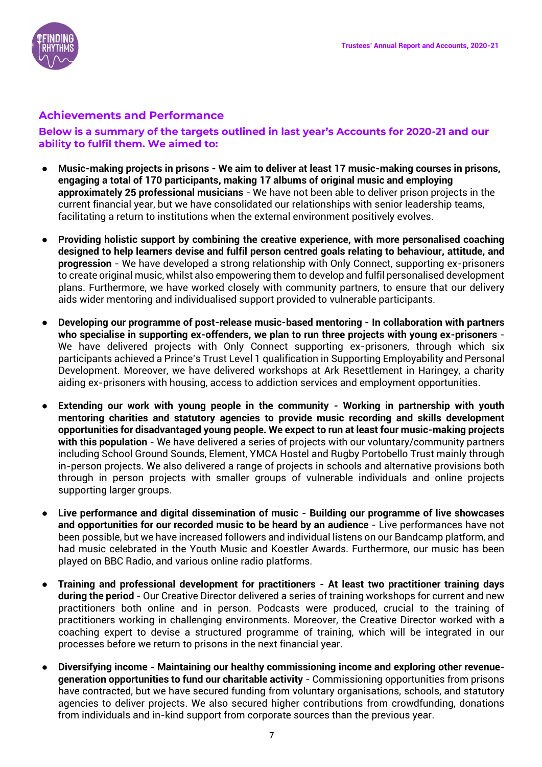## Achievements and Performance

### Below is a summary of the targets outlined in last year's Accounts for 2020-21 and our ability to fulfil them. We aimed to:

- **Music-making projects in prisons - We aim to deliver at least 17 music-making courses in prisons, engaging a total of 170 participants, making 17 albums of original music and employing approximately 25 professional musicians** - We have not been able to deliver prison projects in the current financial year, but we have consolidated our relationships with senior leadership teams, facilitating a return to institutions when the external environment positively evolves.

- **Providing holistic support by combining the creative experience, with more personalised coaching designed to help learners devise and fulfil person centred goals relating to behaviour, attitude, and progression** - We have developed a strong relationship with Only Connect, supporting ex-prisoners to create original music, whilst also empowering them to develop and fulfil personalised development plans. Furthermore, we have worked closely with community partners, to ensure that our delivery aids wider mentoring and individualised support provided to vulnerable participants.

- **Developing our programme of post-release music-based mentoring - In collaboration with partners who specialise in supporting ex-offenders, we plan to run three projects with young ex-prisoners** - We have delivered projects with Only Connect supporting ex-prisoners, through which six participants achieved a Prince's Trust Level 1 qualification in Supporting Employability and Personal Development. Moreover, we have delivered workshops at Ark Resettlement in Haringey, a charity aiding ex-prisoners with housing, access to addiction services and employment opportunities.

- **Extending our work with young people in the community - Working in partnership with youth mentoring charities and statutory agencies to provide music recording and skills development opportunities for disadvantaged young people. We expect to run at least four music-making projects with this population** - We have delivered a series of projects with our voluntary/community partners including School Ground Sounds, Element, YMCA Hostel and Rugby Portobello Trust mainly through in-person projects. We also delivered a range of projects in schools and alternative provisions both through in person projects with smaller groups of vulnerable individuals and online projects supporting larger groups.

- **Live performance and digital dissemination of music - Building our programme of live showcases and opportunities for our recorded music to be heard by an audience** - Live performances have not been possible, but we have increased followers and individual listens on our Bandcamp platform, and had music celebrated in the Youth Music and Koestler Awards. Furthermore, our music has been played on BBC Radio, and various online radio platforms.

- **Training and professional development for practitioners - At least two practitioner training days during the period** - Our Creative Director delivered a series of training workshops for current and new practitioners both online and in person. Podcasts were produced, crucial to the training of practitioners working in challenging environments. Moreover, the Creative Director worked with a coaching expert to devise a structured programme of training, which will be integrated in our processes before we return to prisons in the next financial year.

- **Diversifying income - Maintaining our healthy commissioning income and exploring other revenue-generation opportunities to fund our charitable activity** - Commissioning opportunities from prisons have contracted, but we have secured funding from voluntary organisations, schools, and statutory agencies to deliver projects. We also secured higher contributions from crowdfunding, donations from individuals and in-kind support from corporate sources than the previous year.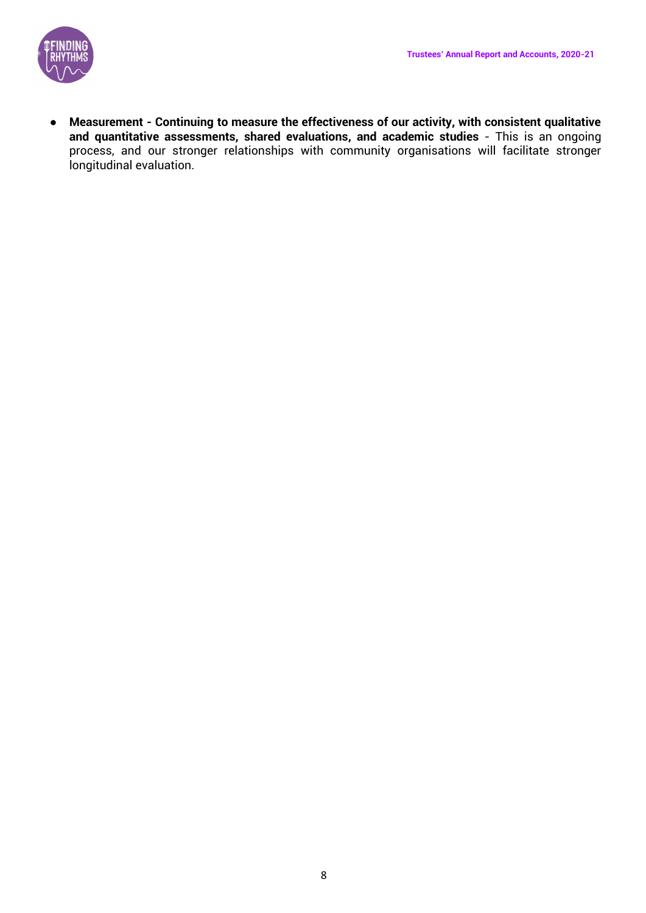- **Measurement - Continuing to measure the effectiveness of our activity, with consistent qualitative and quantitative assessments, shared evaluations, and academic studies** - This is an ongoing process, and our stronger relationships with community organisations will facilitate stronger longitudinal evaluation.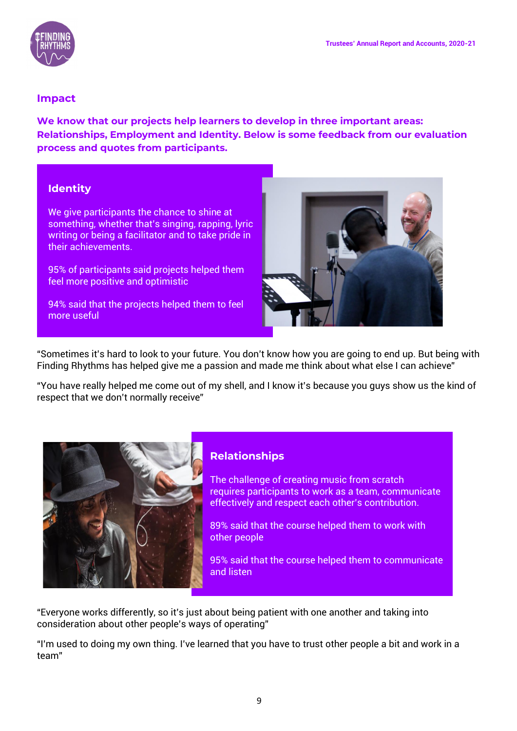## Impact

**We know that our projects help learners to develop in three important areas: Relationships, Employment and Identity. Below is some feedback from our evaluation process and quotes from participants.**

### Identity

We give participants the chance to shine at something, whether that's singing, rapping, lyric writing or being a facilitator and to take pride in their achievements.

95% of participants said projects helped them feel more positive and optimistic

94% said that the projects helped them to feel more useful

"Sometimes it's hard to look to your future. You don't know how you are going to end up. But being with Finding Rhythms has helped give me a passion and made me think about what else I can achieve"

"You have really helped me come out of my shell, and I know it's because you guys show us the kind of respect that we don't normally receive"

### Relationships

The challenge of creating music from scratch requires participants to work as a team, communicate effectively and respect each other's contribution.

89% said that the course helped them to work with other people

95% said that the course helped them to communicate and listen

"Everyone works differently, so it's just about being patient with one another and taking into consideration about other people's ways of operating"

"I'm used to doing my own thing. I've learned that you have to trust other people a bit and work in a team"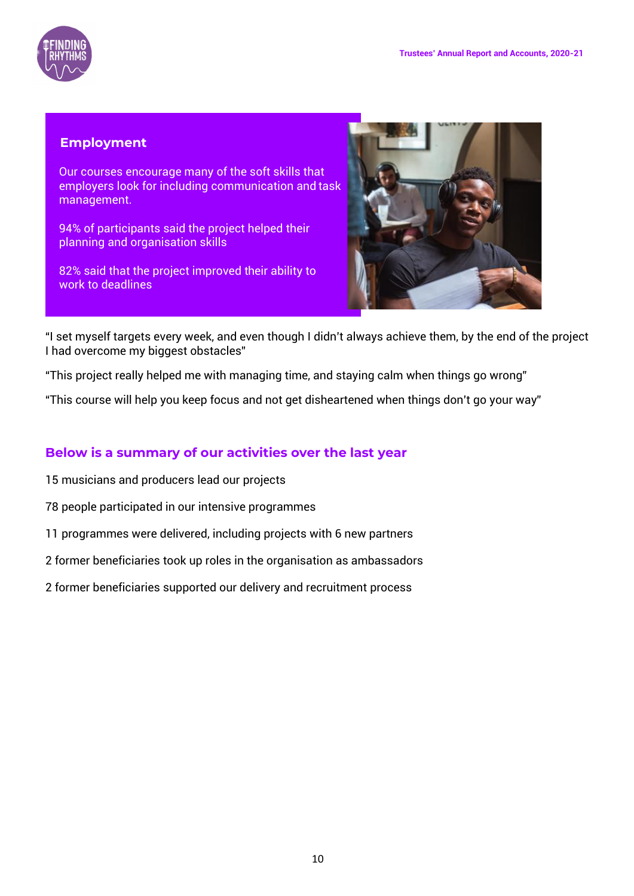## Employment

Our courses encourage many of the soft skills that employers look for including communication and task management.

94% of participants said the project helped their planning and organisation skills

82% said that the project improved their ability to work to deadlines

"I set myself targets every week, and even though I didn't always achieve them, by the end of the project I had overcome my biggest obstacles"

"This project really helped me with managing time, and staying calm when things go wrong"

"This course will help you keep focus and not get disheartened when things don't go your way"

## Below is a summary of our activities over the last year

15 musicians and producers lead our projects

78 people participated in our intensive programmes

11 programmes were delivered, including projects with 6 new partners

2 former beneficiaries took up roles in the organisation as ambassadors

2 former beneficiaries supported our delivery and recruitment process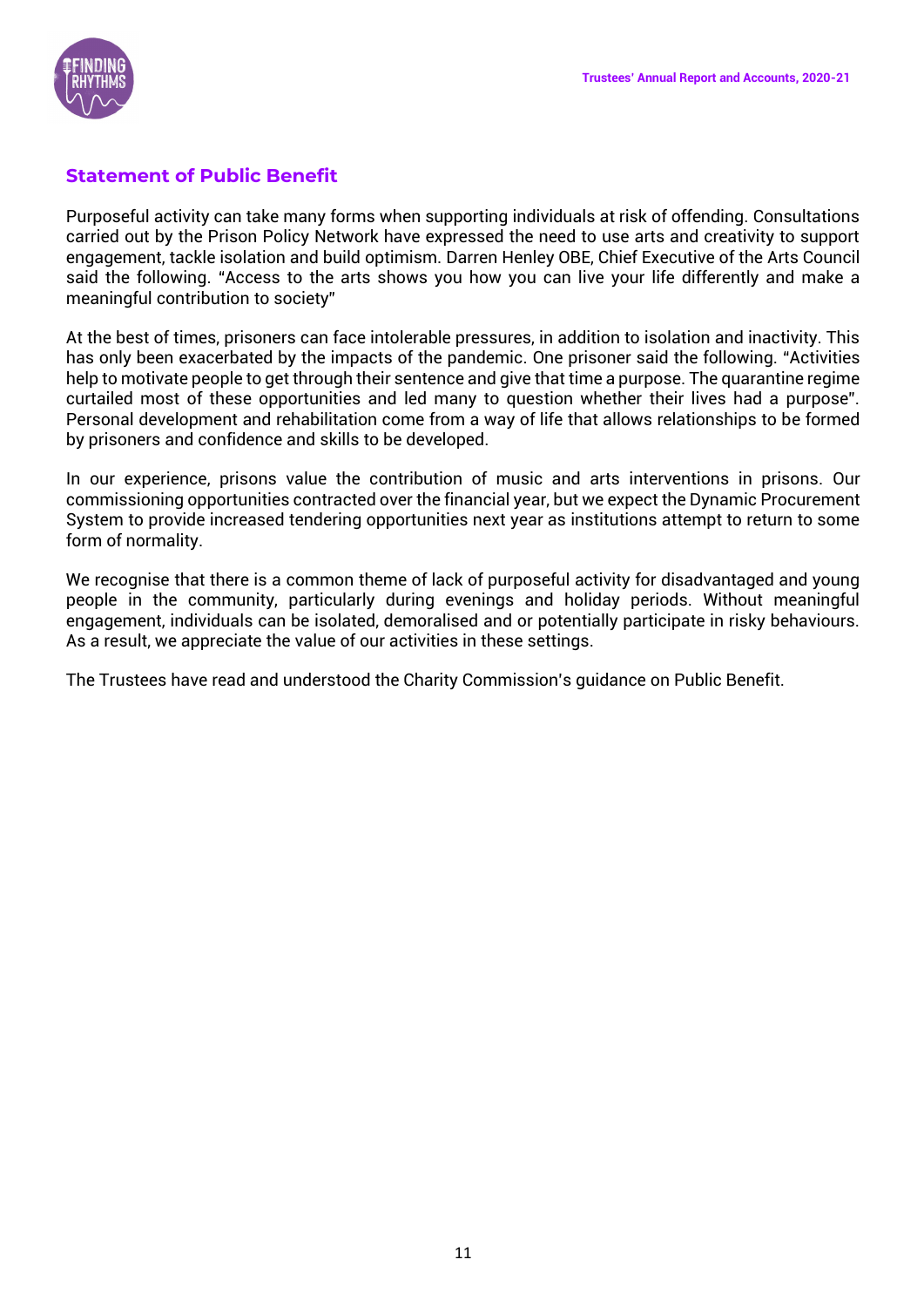## Statement of Public Benefit

Purposeful activity can take many forms when supporting individuals at risk of offending. Consultations carried out by the Prison Policy Network have expressed the need to use arts and creativity to support engagement, tackle isolation and build optimism. Darren Henley OBE, Chief Executive of the Arts Council said the following. "Access to the arts shows you how you can live your life differently and make a meaningful contribution to society"

At the best of times, prisoners can face intolerable pressures, in addition to isolation and inactivity. This has only been exacerbated by the impacts of the pandemic. One prisoner said the following. "Activities help to motivate people to get through their sentence and give that time a purpose. The quarantine regime curtailed most of these opportunities and led many to question whether their lives had a purpose". Personal development and rehabilitation come from a way of life that allows relationships to be formed by prisoners and confidence and skills to be developed.

In our experience, prisons value the contribution of music and arts interventions in prisons. Our commissioning opportunities contracted over the financial year, but we expect the Dynamic Procurement System to provide increased tendering opportunities next year as institutions attempt to return to some form of normality.

We recognise that there is a common theme of lack of purposeful activity for disadvantaged and young people in the community, particularly during evenings and holiday periods. Without meaningful engagement, individuals can be isolated, demoralised and or potentially participate in risky behaviours. As a result, we appreciate the value of our activities in these settings.

The Trustees have read and understood the Charity Commission's guidance on Public Benefit.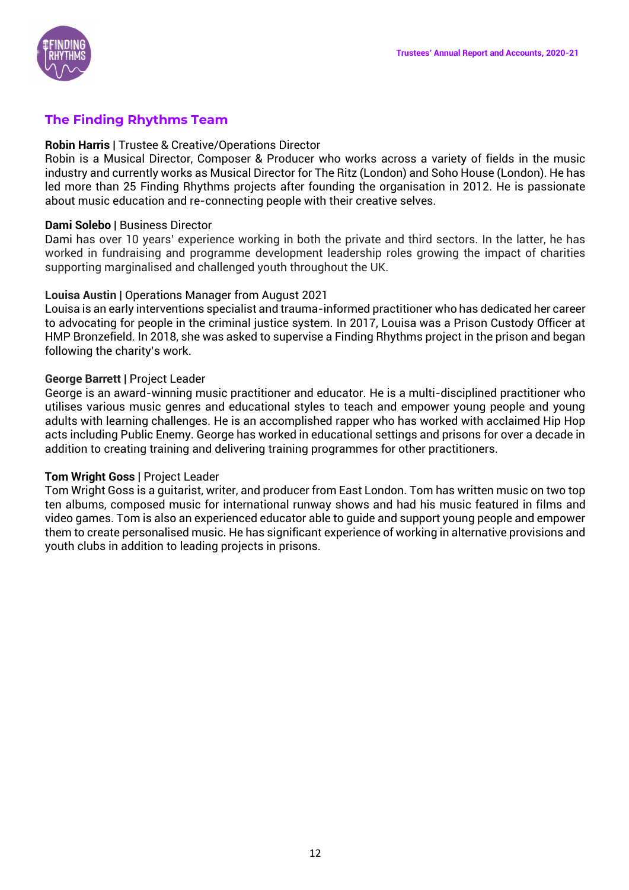## The Finding Rhythms Team

**Robin Harris |** Trustee & Creative/Operations Director
Robin is a Musical Director, Composer & Producer who works across a variety of fields in the music industry and currently works as Musical Director for The Ritz (London) and Soho House (London). He has led more than 25 Finding Rhythms projects after founding the organisation in 2012. He is passionate about music education and re-connecting people with their creative selves.

**Dami Solebo |** Business Director
Dami has over 10 years' experience working in both the private and third sectors. In the latter, he has worked in fundraising and programme development leadership roles growing the impact of charities supporting marginalised and challenged youth throughout the UK.

**Louisa Austin |** Operations Manager from August 2021
Louisa is an early interventions specialist and trauma-informed practitioner who has dedicated her career to advocating for people in the criminal justice system. In 2017, Louisa was a Prison Custody Officer at HMP Bronzefield. In 2018, she was asked to supervise a Finding Rhythms project in the prison and began following the charity's work.

**George Barrett |** Project Leader
George is an award-winning music practitioner and educator. He is a multi-disciplined practitioner who utilises various music genres and educational styles to teach and empower young people and young adults with learning challenges. He is an accomplished rapper who has worked with acclaimed Hip Hop acts including Public Enemy. George has worked in educational settings and prisons for over a decade in addition to creating training and delivering training programmes for other practitioners.

**Tom Wright Goss |** Project Leader
Tom Wright Goss is a guitarist, writer, and producer from East London. Tom has written music on two top ten albums, composed music for international runway shows and had his music featured in films and video games. Tom is also an experienced educator able to guide and support young people and empower them to create personalised music. He has significant experience of working in alternative provisions and youth clubs in addition to leading projects in prisons.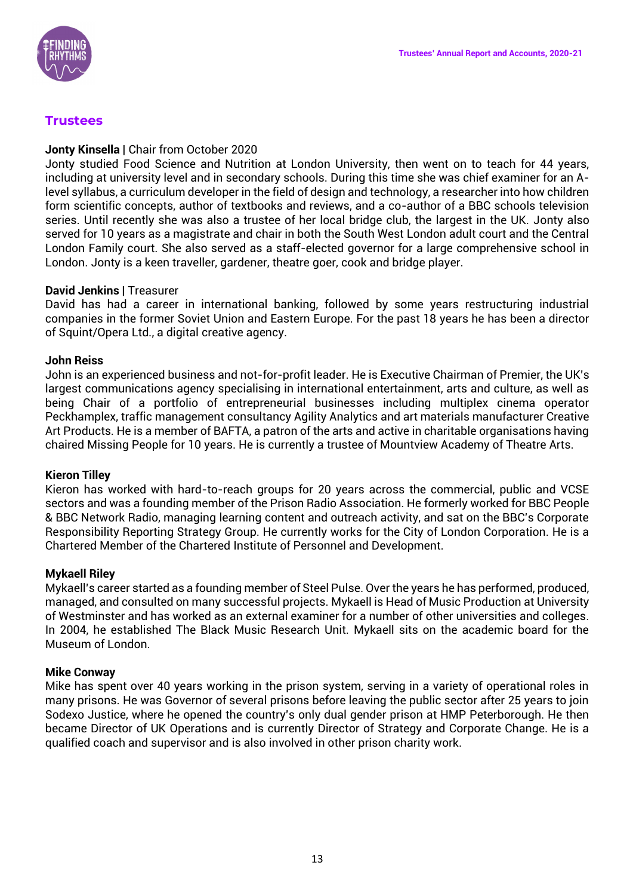## Trustees

**Jonty Kinsella** | Chair from October 2020
Jonty studied Food Science and Nutrition at London University, then went on to teach for 44 years, including at university level and in secondary schools. During this time she was chief examiner for an A-level syllabus, a curriculum developer in the field of design and technology, a researcher into how children form scientific concepts, author of textbooks and reviews, and a co-author of a BBC schools television series. Until recently she was also a trustee of her local bridge club, the largest in the UK. Jonty also served for 10 years as a magistrate and chair in both the South West London adult court and the Central London Family court. She also served as a staff-elected governor for a large comprehensive school in London. Jonty is a keen traveller, gardener, theatre goer, cook and bridge player.

**David Jenkins** | Treasurer
David has had a career in international banking, followed by some years restructuring industrial companies in the former Soviet Union and Eastern Europe. For the past 18 years he has been a director of Squint/Opera Ltd., a digital creative agency.

**John Reiss**
John is an experienced business and not-for-profit leader. He is Executive Chairman of Premier, the UK's largest communications agency specialising in international entertainment, arts and culture, as well as being Chair of a portfolio of entrepreneurial businesses including multiplex cinema operator Peckhamplex, traffic management consultancy Agility Analytics and art materials manufacturer Creative Art Products. He is a member of BAFTA, a patron of the arts and active in charitable organisations having chaired Missing People for 10 years. He is currently a trustee of Mountview Academy of Theatre Arts.

**Kieron Tilley**
Kieron has worked with hard-to-reach groups for 20 years across the commercial, public and VCSE sectors and was a founding member of the Prison Radio Association. He formerly worked for BBC People & BBC Network Radio, managing learning content and outreach activity, and sat on the BBC's Corporate Responsibility Reporting Strategy Group. He currently works for the City of London Corporation. He is a Chartered Member of the Chartered Institute of Personnel and Development.

**Mykaell Riley**
Mykaell's career started as a founding member of Steel Pulse. Over the years he has performed, produced, managed, and consulted on many successful projects. Mykaell is Head of Music Production at University of Westminster and has worked as an external examiner for a number of other universities and colleges. In 2004, he established The Black Music Research Unit. Mykaell sits on the academic board for the Museum of London.

**Mike Conway**
Mike has spent over 40 years working in the prison system, serving in a variety of operational roles in many prisons. He was Governor of several prisons before leaving the public sector after 25 years to join Sodexo Justice, where he opened the country's only dual gender prison at HMP Peterborough. He then became Director of UK Operations and is currently Director of Strategy and Corporate Change. He is a qualified coach and supervisor and is also involved in other prison charity work.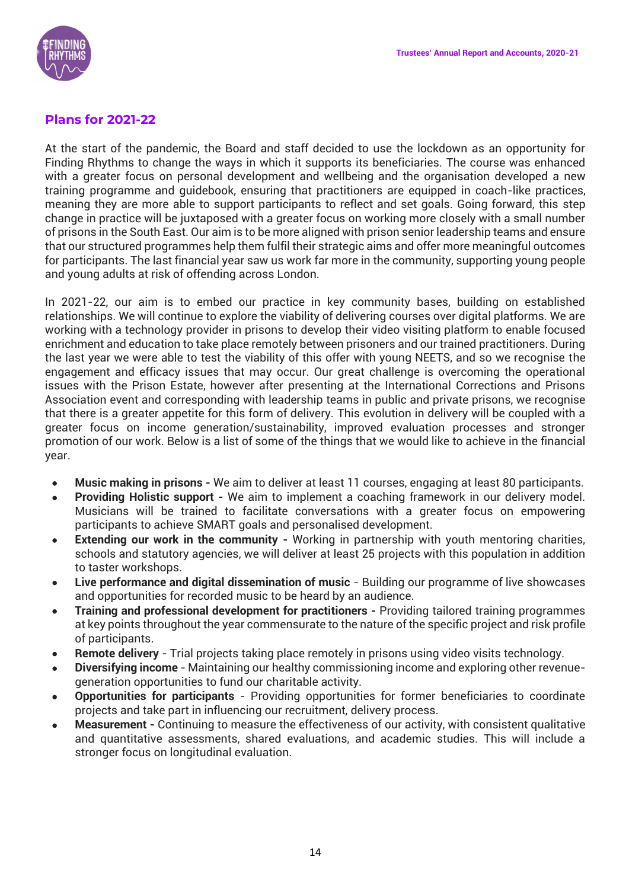## Plans for 2021-22

At the start of the pandemic, the Board and staff decided to use the lockdown as an opportunity for Finding Rhythms to change the ways in which it supports its beneficiaries. The course was enhanced with a greater focus on personal development and wellbeing and the organisation developed a new training programme and guidebook, ensuring that practitioners are equipped in coach-like practices, meaning they are more able to support participants to reflect and set goals. Going forward, this step change in practice will be juxtaposed with a greater focus on working more closely with a small number of prisons in the South East. Our aim is to be more aligned with prison senior leadership teams and ensure that our structured programmes help them fulfil their strategic aims and offer more meaningful outcomes for participants. The last financial year saw us work far more in the community, supporting young people and young adults at risk of offending across London.

In 2021-22, our aim is to embed our practice in key community bases, building on established relationships. We will continue to explore the viability of delivering courses over digital platforms. We are working with a technology provider in prisons to develop their video visiting platform to enable focused enrichment and education to take place remotely between prisoners and our trained practitioners. During the last year we were able to test the viability of this offer with young NEETS, and so we recognise the engagement and efficacy issues that may occur. Our great challenge is overcoming the operational issues with the Prison Estate, however after presenting at the International Corrections and Prisons Association event and corresponding with leadership teams in public and private prisons, we recognise that there is a greater appetite for this form of delivery. This evolution in delivery will be coupled with a greater focus on income generation/sustainability, improved evaluation processes and stronger promotion of our work. Below is a list of some of the things that we would like to achieve in the financial year.

- **Music making in prisons -** We aim to deliver at least 11 courses, engaging at least 80 participants.
- **Providing Holistic support -** We aim to implement a coaching framework in our delivery model. Musicians will be trained to facilitate conversations with a greater focus on empowering participants to achieve SMART goals and personalised development.
- **Extending our work in the community -** Working in partnership with youth mentoring charities, schools and statutory agencies, we will deliver at least 25 projects with this population in addition to taster workshops.
- **Live performance and digital dissemination of music** - Building our programme of live showcases and opportunities for recorded music to be heard by an audience.
- **Training and professional development for practitioners -** Providing tailored training programmes at key points throughout the year commensurate to the nature of the specific project and risk profile of participants.
- **Remote delivery** - Trial projects taking place remotely in prisons using video visits technology.
- **Diversifying income** - Maintaining our healthy commissioning income and exploring other revenue-generation opportunities to fund our charitable activity.
- **Opportunities for participants** - Providing opportunities for former beneficiaries to coordinate projects and take part in influencing our recruitment, delivery process.
- **Measurement -** Continuing to measure the effectiveness of our activity, with consistent qualitative and quantitative assessments, shared evaluations, and academic studies. This will include a stronger focus on longitudinal evaluation.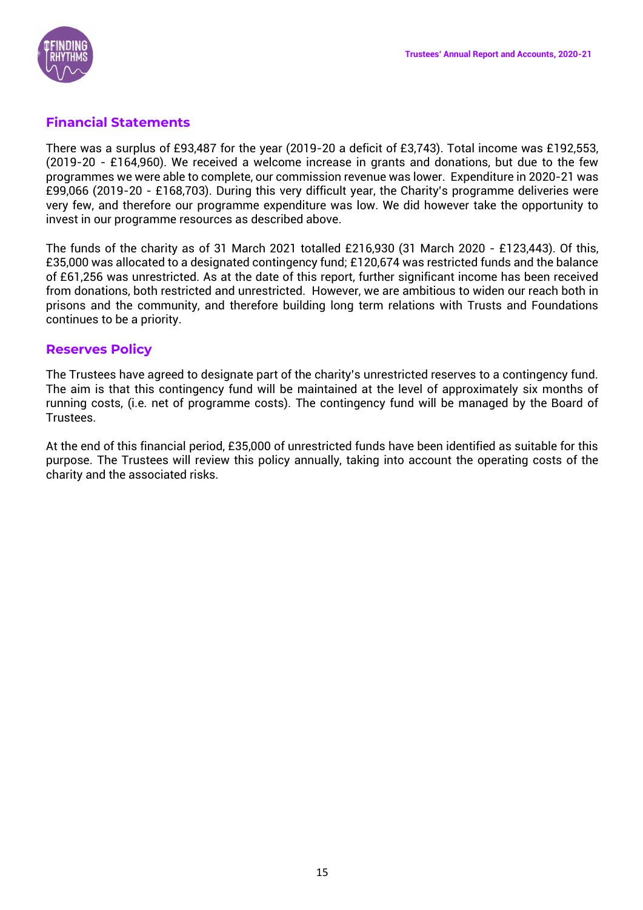## Financial Statements

There was a surplus of £93,487 for the year (2019-20 a deficit of £3,743). Total income was £192,553, (2019-20 - £164,960). We received a welcome increase in grants and donations, but due to the few programmes we were able to complete, our commission revenue was lower. Expenditure in 2020-21 was £99,066 (2019-20 - £168,703). During this very difficult year, the Charity's programme deliveries were very few, and therefore our programme expenditure was low. We did however take the opportunity to invest in our programme resources as described above.

The funds of the charity as of 31 March 2021 totalled £216,930 (31 March 2020 - £123,443). Of this, £35,000 was allocated to a designated contingency fund; £120,674 was restricted funds and the balance of £61,256 was unrestricted. As at the date of this report, further significant income has been received from donations, both restricted and unrestricted. However, we are ambitious to widen our reach both in prisons and the community, and therefore building long term relations with Trusts and Foundations continues to be a priority.

## Reserves Policy

The Trustees have agreed to designate part of the charity's unrestricted reserves to a contingency fund. The aim is that this contingency fund will be maintained at the level of approximately six months of running costs, (i.e. net of programme costs). The contingency fund will be managed by the Board of Trustees.

At the end of this financial period, £35,000 of unrestricted funds have been identified as suitable for this purpose. The Trustees will review this policy annually, taking into account the operating costs of the charity and the associated risks.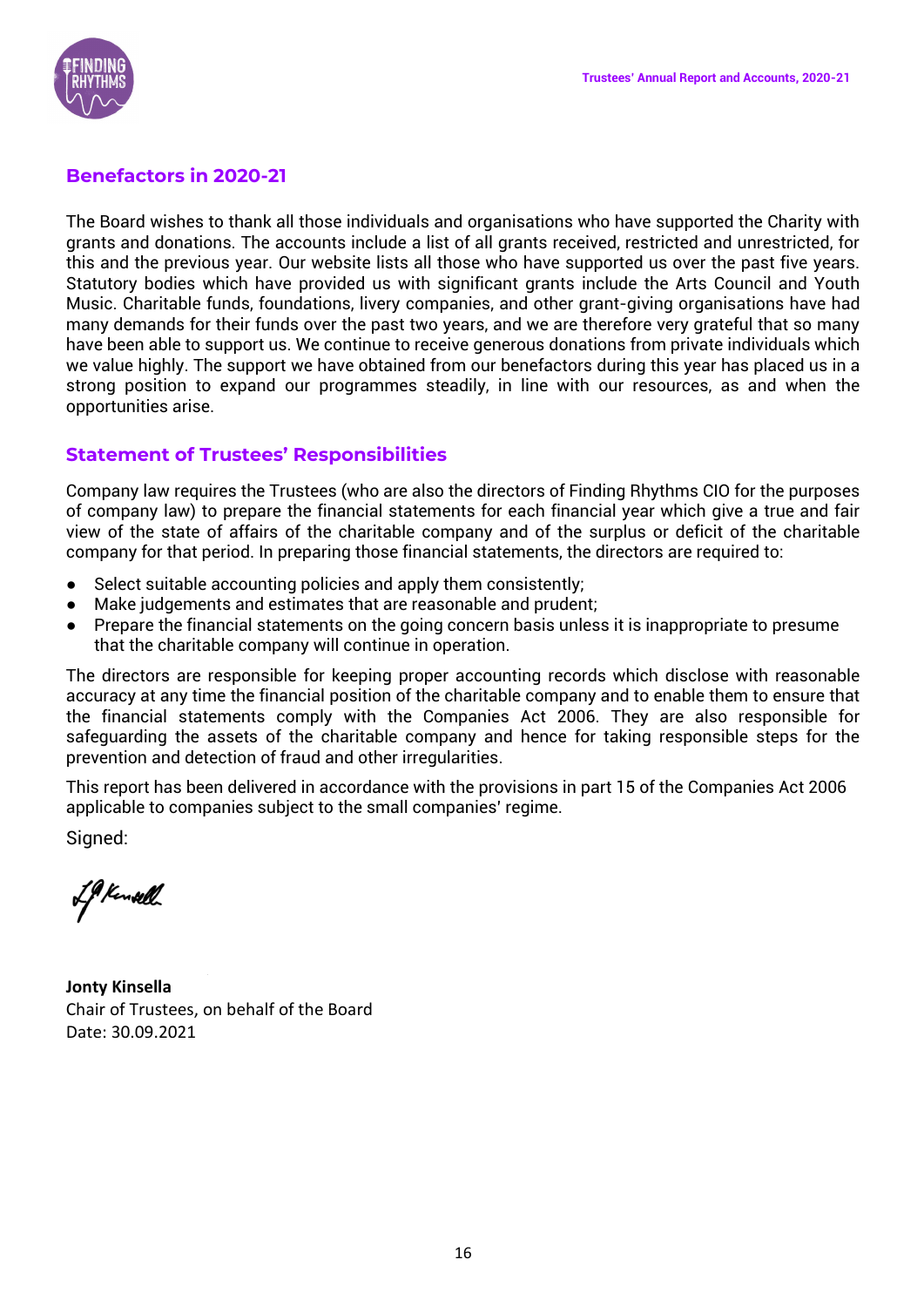## Benefactors in 2020-21

The Board wishes to thank all those individuals and organisations who have supported the Charity with grants and donations. The accounts include a list of all grants received, restricted and unrestricted, for this and the previous year. Our website lists all those who have supported us over the past five years. Statutory bodies which have provided us with significant grants include the Arts Council and Youth Music. Charitable funds, foundations, livery companies, and other grant-giving organisations have had many demands for their funds over the past two years, and we are therefore very grateful that so many have been able to support us. We continue to receive generous donations from private individuals which we value highly. The support we have obtained from our benefactors during this year has placed us in a strong position to expand our programmes steadily, in line with our resources, as and when the opportunities arise.

## Statement of Trustees' Responsibilities

Company law requires the Trustees (who are also the directors of Finding Rhythms CIO for the purposes of company law) to prepare the financial statements for each financial year which give a true and fair view of the state of affairs of the charitable company and of the surplus or deficit of the charitable company for that period. In preparing those financial statements, the directors are required to:

- Select suitable accounting policies and apply them consistently;
- Make judgements and estimates that are reasonable and prudent;
- Prepare the financial statements on the going concern basis unless it is inappropriate to presume that the charitable company will continue in operation.

The directors are responsible for keeping proper accounting records which disclose with reasonable accuracy at any time the financial position of the charitable company and to enable them to ensure that the financial statements comply with the Companies Act 2006. They are also responsible for safeguarding the assets of the charitable company and hence for taking responsible steps for the prevention and detection of fraud and other irregularities.

This report has been delivered in accordance with the provisions in part 15 of the Companies Act 2006 applicable to companies subject to the small companies' regime.

Signed:

**Jonty Kinsella**
Chair of Trustees, on behalf of the Board
Date: 30.09.2021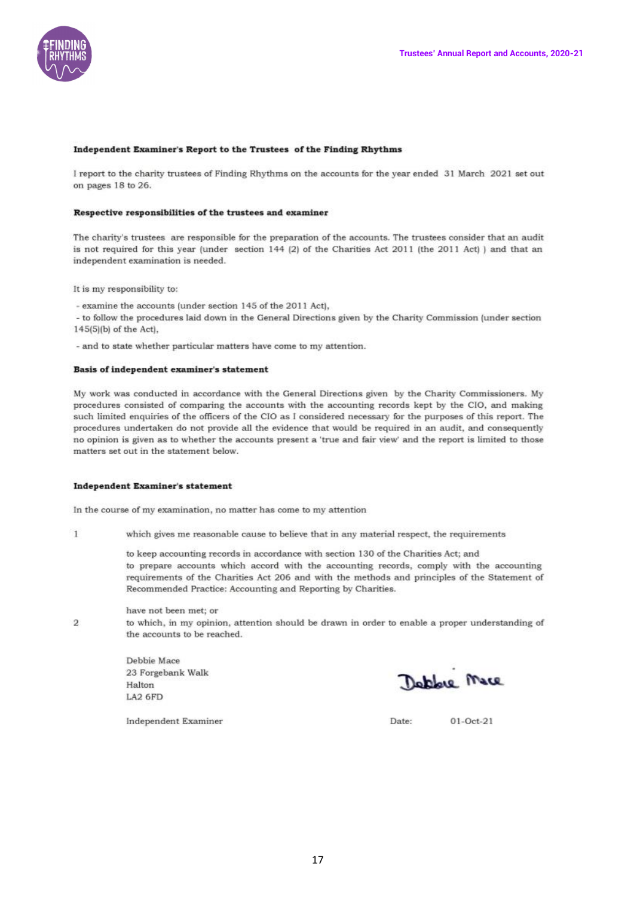## Independent Examiner's Report to the Trustees of the Finding Rhythms

I report to the charity trustees of Finding Rhythms on the accounts for the year ended 31 March 2021 set out on pages 18 to 26.

### Respective responsibilities of the trustees and examiner

The charity's trustees are responsible for the preparation of the accounts. The trustees consider that an audit is not required for this year (under section 144 (2) of the Charities Act 2011 (the 2011 Act) ) and that an independent examination is needed.

It is my responsibility to:

- examine the accounts (under section 145 of the 2011 Act),
- to follow the procedures laid down in the General Directions given by the Charity Commission (under section 145(5)(b) of the Act),
- and to state whether particular matters have come to my attention.

### Basis of independent examiner's statement

My work was conducted in accordance with the General Directions given by the Charity Commissioners. My procedures consisted of comparing the accounts with the accounting records kept by the CIO, and making such limited enquiries of the officers of the CIO as I considered necessary for the purposes of this report. The procedures undertaken do not provide all the evidence that would be required in an audit, and consequently no opinion is given as to whether the accounts present a 'true and fair view' and the report is limited to those matters set out in the statement below.

### Independent Examiner's statement

In the course of my examination, no matter has come to my attention

1. which gives me reasonable cause to believe that in any material respect, the requirements

   to keep accounting records in accordance with section 130 of the Charities Act; and
   to prepare accounts which accord with the accounting records, comply with the accounting requirements of the Charities Act 206 and with the methods and principles of the Statement of Recommended Practice: Accounting and Reporting by Charities.

   have not been met; or

2. to which, in my opinion, attention should be drawn in order to enable a proper understanding of the accounts to be reached.

Debbie Mace
23 Forgebank Walk
Halton
LA2 6FD

Debbie Mace

Independent Examiner

Date: 01-Oct-21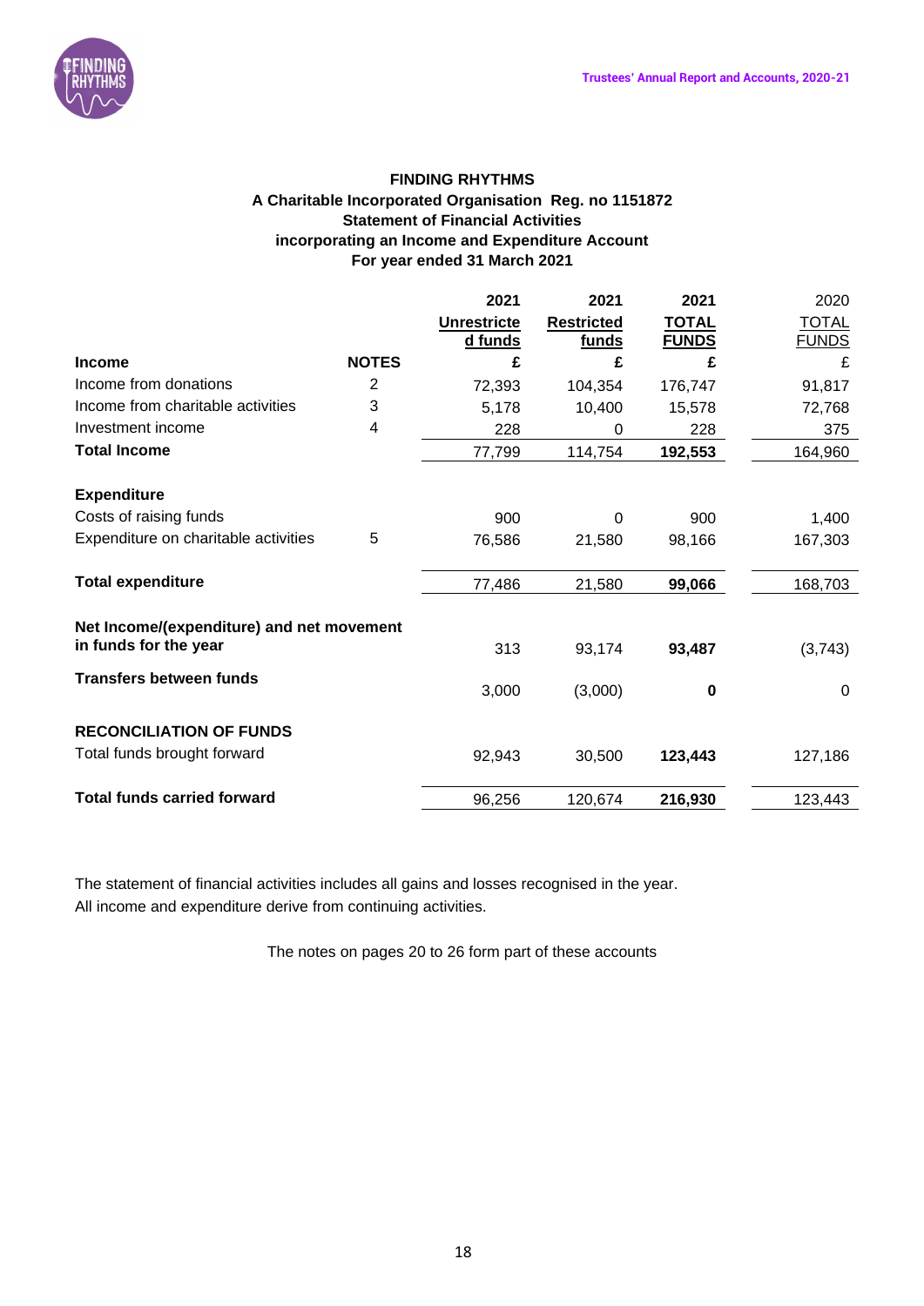**FINDING RHYTHMS**
**A Charitable Incorporated Organisation Reg. no 1151872**
**Statement of Financial Activities**
**incorporating an Income and Expenditure Account**
**For year ended 31 March 2021**

| | | 2021 | 2021 | 2021 | 2020 |
|---|---|---|---|---|---|
| | | **Unrestricted funds** | **Restricted funds** | **TOTAL FUNDS** | TOTAL FUNDS |
| **Income** | **NOTES** | **£** | **£** | **£** | £ |
| Income from donations | 2 | 72,393 | 104,354 | 176,747 | 91,817 |
| Income from charitable activities | 3 | 5,178 | 10,400 | 15,578 | 72,768 |
| Investment income | 4 | 228 | 0 | 228 | 375 |
| **Total Income** | | 77,799 | 114,754 | **192,553** | 164,960 |
| | | | | | |
| **Expenditure** | | | | | |
| Costs of raising funds | | 900 | 0 | 900 | 1,400 |
| Expenditure on charitable activities | 5 | 76,586 | 21,580 | 98,166 | 167,303 |
| | | | | | |
| **Total expenditure** | | 77,486 | 21,580 | **99,066** | 168,703 |
| | | | | | |
| **Net Income/(expenditure) and net movement in funds for the year** | | 313 | 93,174 | **93,487** | (3,743) |
| **Transfers between funds** | | 3,000 | (3,000) | **0** | 0 |
| | | | | | |
| **RECONCILIATION OF FUNDS** | | | | | |
| Total funds brought forward | | 92,943 | 30,500 | **123,443** | 127,186 |
| | | | | | |
| **Total funds carried forward** | | 96,256 | 120,674 | **216,930** | 123,443 |

The statement of financial activities includes all gains and losses recognised in the year.
All income and expenditure derive from continuing activities.

The notes on pages 20 to 26 form part of these accounts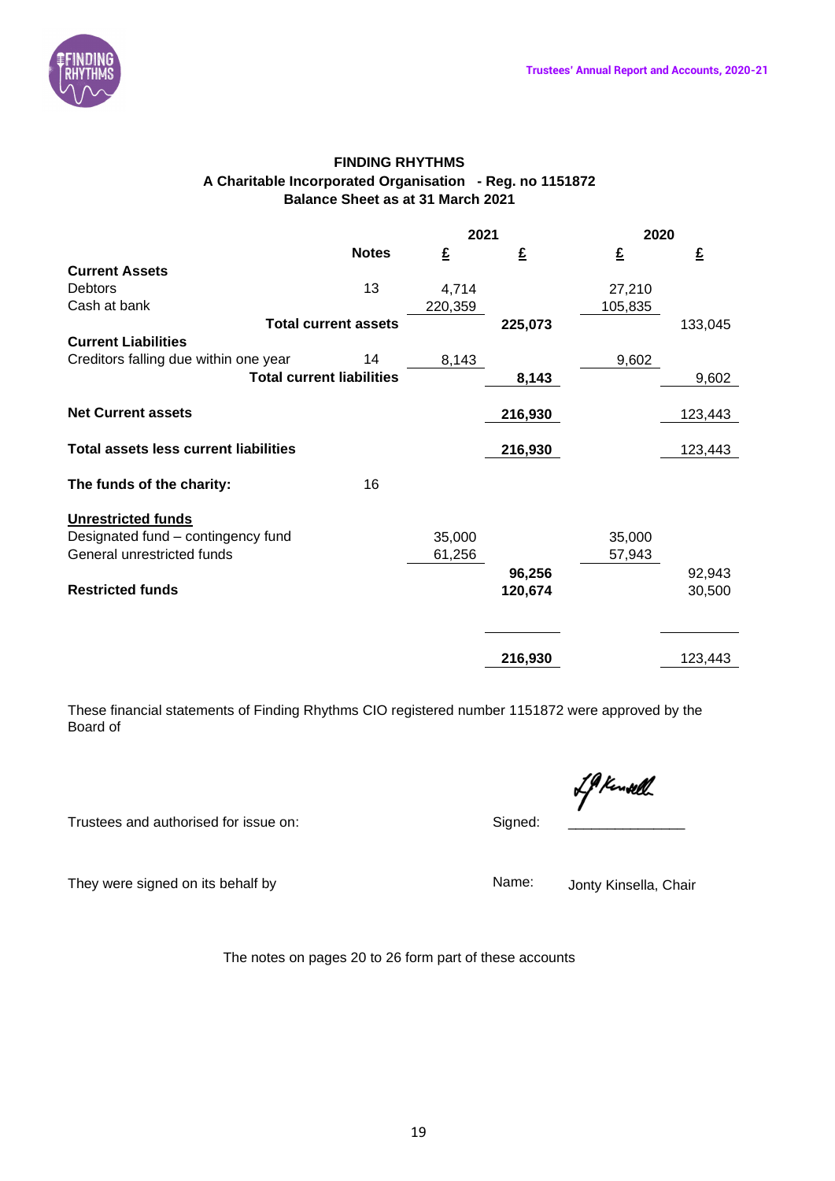**FINDING RHYTHMS**
**A Charitable Incorporated Organisation - Reg. no 1151872**
**Balance Sheet as at 31 March 2021**

| | Notes | 2021 £ | 2021 £ | 2020 £ | 2020 £ |
|---|---|---|---|---|---|
| **Current Assets** | | | | | |
| Debtors | 13 | 4,714 | | 27,210 | |
| Cash at bank | | 220,359 | | 105,835 | |
| **Total current assets** | | | **225,073** | | 133,045 |
| **Current Liabilities** | | | | | |
| Creditors falling due within one year | 14 | 8,143 | | 9,602 | |
| **Total current liabilities** | | | **8,143** | | 9,602 |
| **Net Current assets** | | | **216,930** | | 123,443 |
| **Total assets less current liabilities** | | | **216,930** | | 123,443 |
| **The funds of the charity:** | 16 | | | | |
| **Unrestricted funds** | | | | | |
| Designated fund – contingency fund | | 35,000 | | 35,000 | |
| General unrestricted funds | | 61,256 | | 57,943 | |
| | | | **96,256** | | 92,943 |
| **Restricted funds** | | | **120,674** | | 30,500 |
| | | | **216,930** | | 123,443 |

These financial statements of Finding Rhythms CIO registered number 1151872 were approved by the Board of

Trustees and authorised for issue on: Signed:

They were signed on its behalf by Name: Jonty Kinsella, Chair

The notes on pages 20 to 26 form part of these accounts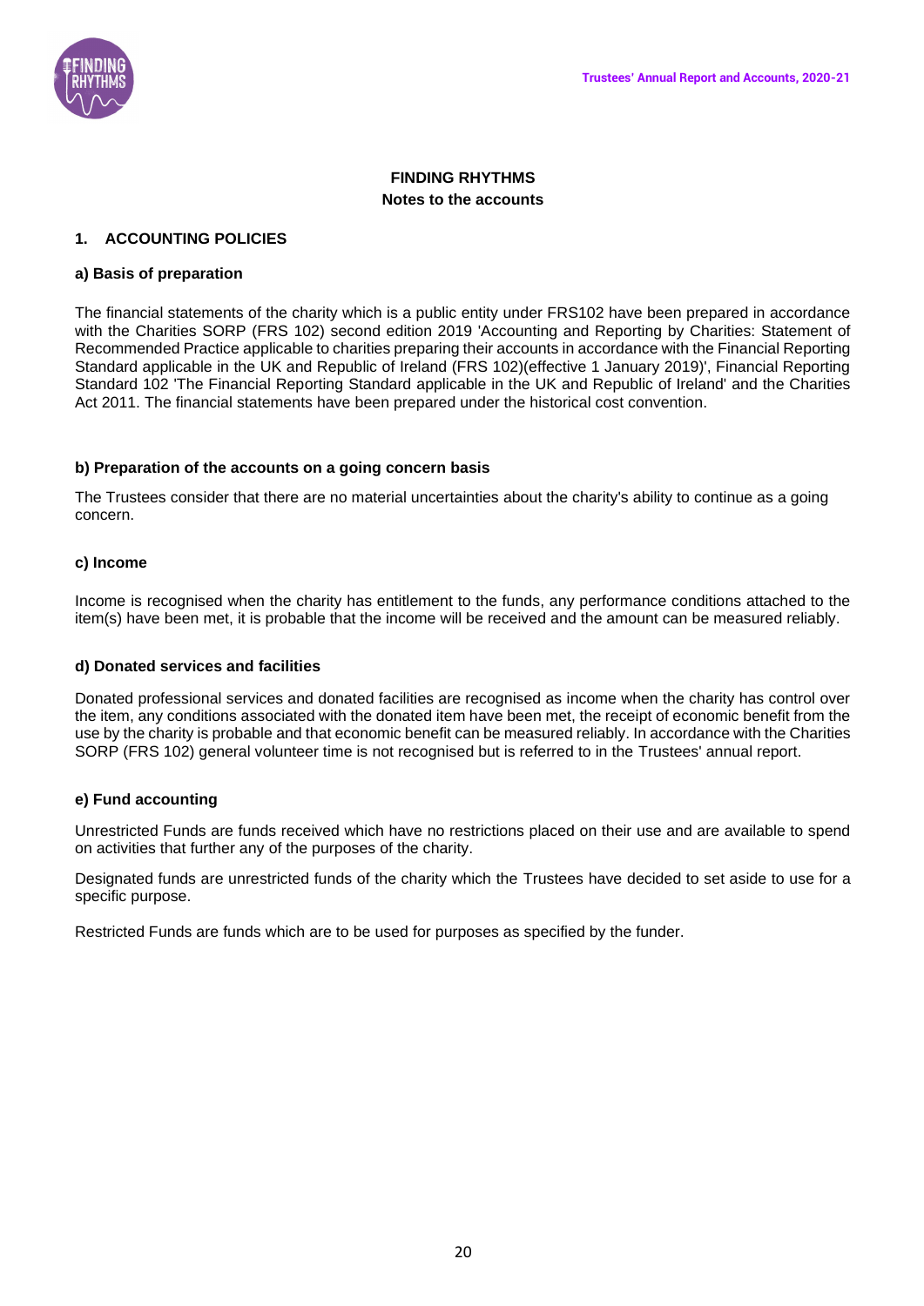## FINDING RHYTHMS
## Notes to the accounts

### 1. ACCOUNTING POLICIES

#### a) Basis of preparation

The financial statements of the charity which is a public entity under FRS102 have been prepared in accordance with the Charities SORP (FRS 102) second edition 2019 'Accounting and Reporting by Charities: Statement of Recommended Practice applicable to charities preparing their accounts in accordance with the Financial Reporting Standard applicable in the UK and Republic of Ireland (FRS 102)(effective 1 January 2019)', Financial Reporting Standard 102 'The Financial Reporting Standard applicable in the UK and Republic of Ireland' and the Charities Act 2011. The financial statements have been prepared under the historical cost convention.

#### b) Preparation of the accounts on a going concern basis

The Trustees consider that there are no material uncertainties about the charity's ability to continue as a going concern.

#### c) Income

Income is recognised when the charity has entitlement to the funds, any performance conditions attached to the item(s) have been met, it is probable that the income will be received and the amount can be measured reliably.

#### d) Donated services and facilities

Donated professional services and donated facilities are recognised as income when the charity has control over the item, any conditions associated with the donated item have been met, the receipt of economic benefit from the use by the charity is probable and that economic benefit can be measured reliably. In accordance with the Charities SORP (FRS 102) general volunteer time is not recognised but is referred to in the Trustees' annual report.

#### e) Fund accounting

Unrestricted Funds are funds received which have no restrictions placed on their use and are available to spend on activities that further any of the purposes of the charity.

Designated funds are unrestricted funds of the charity which the Trustees have decided to set aside to use for a specific purpose.

Restricted Funds are funds which are to be used for purposes as specified by the funder.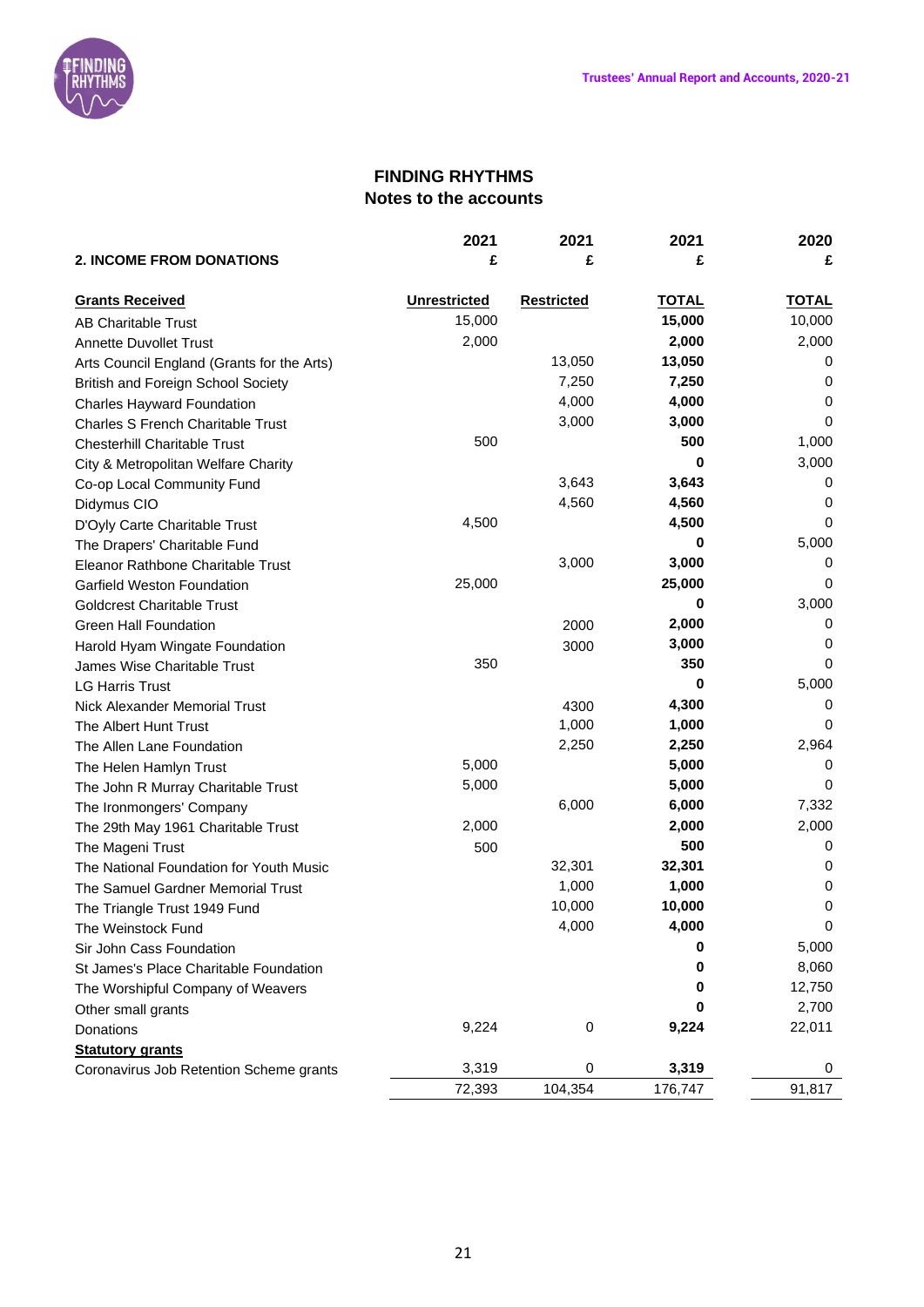# FINDING RHYTHMS

## Notes to the accounts

| 2. INCOME FROM DONATIONS | 2021 £ | 2021 £ | 2021 £ | 2020 £ |
|---|---|---|---|---|
| **Grants Received** | **Unrestricted** | **Restricted** | **TOTAL** | **TOTAL** |
| AB Charitable Trust | 15,000 | | **15,000** | 10,000 |
| Annette Duvollet Trust | 2,000 | | **2,000** | 2,000 |
| Arts Council England (Grants for the Arts) | | 13,050 | **13,050** | 0 |
| British and Foreign School Society | | 7,250 | **7,250** | 0 |
| Charles Hayward Foundation | | 4,000 | **4,000** | 0 |
| Charles S French Charitable Trust | | 3,000 | **3,000** | 0 |
| Chesterhill Charitable Trust | 500 | | **500** | 1,000 |
| City & Metropolitan Welfare Charity | | | **0** | 3,000 |
| Co-op Local Community Fund | | 3,643 | **3,643** | 0 |
| Didymus CIO | | 4,560 | **4,560** | 0 |
| D'Oyly Carte Charitable Trust | 4,500 | | **4,500** | 0 |
| The Drapers' Charitable Fund | | | **0** | 5,000 |
| Eleanor Rathbone Charitable Trust | | 3,000 | **3,000** | 0 |
| Garfield Weston Foundation | 25,000 | | **25,000** | 0 |
| Goldcrest Charitable Trust | | | **0** | 3,000 |
| Green Hall Foundation | | 2000 | **2,000** | 0 |
| Harold Hyam Wingate Foundation | | 3000 | **3,000** | 0 |
| James Wise Charitable Trust | 350 | | **350** | 0 |
| LG Harris Trust | | | **0** | 5,000 |
| Nick Alexander Memorial Trust | | 4300 | **4,300** | 0 |
| The Albert Hunt Trust | | 1,000 | **1,000** | 0 |
| The Allen Lane Foundation | | 2,250 | **2,250** | 2,964 |
| The Helen Hamlyn Trust | 5,000 | | **5,000** | 0 |
| The John R Murray Charitable Trust | 5,000 | | **5,000** | 0 |
| The Ironmongers' Company | | 6,000 | **6,000** | 7,332 |
| The 29th May 1961 Charitable Trust | 2,000 | | **2,000** | 2,000 |
| The Mageni Trust | 500 | | **500** | 0 |
| The National Foundation for Youth Music | | 32,301 | **32,301** | 0 |
| The Samuel Gardner Memorial Trust | | 1,000 | **1,000** | 0 |
| The Triangle Trust 1949 Fund | | 10,000 | **10,000** | 0 |
| The Weinstock Fund | | 4,000 | **4,000** | 0 |
| Sir John Cass Foundation | | | **0** | 5,000 |
| St James's Place Charitable Foundation | | | **0** | 8,060 |
| The Worshipful Company of Weavers | | | **0** | 12,750 |
| Other small grants | | | **0** | 2,700 |
| Donations | 9,224 | 0 | **9,224** | 22,011 |
| **Statutory grants** | | | | |
| Coronavirus Job Retention Scheme grants | 3,319 | 0 | **3,319** | 0 |
| | 72,393 | 104,354 | 176,747 | 91,817 |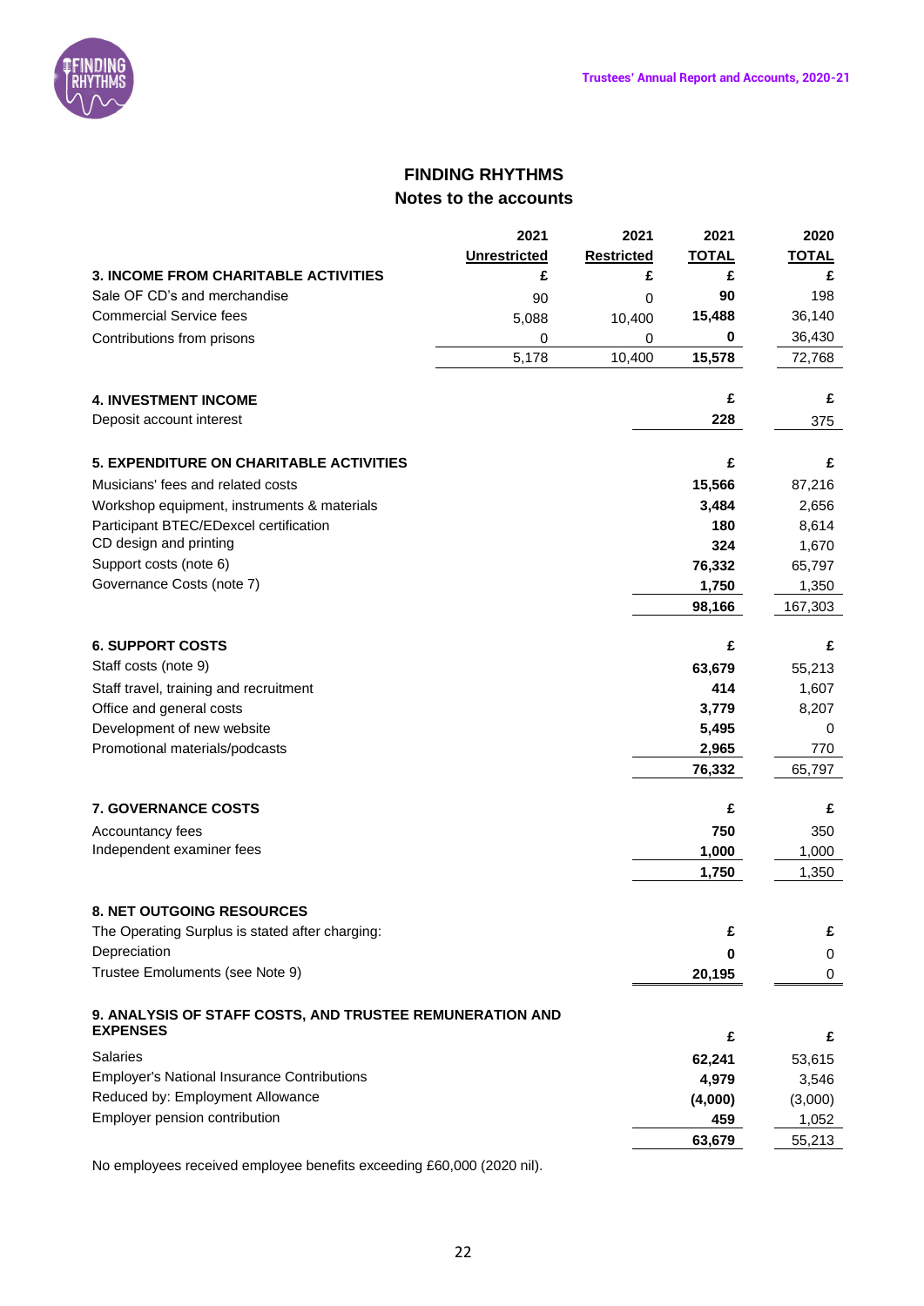# FINDING RHYTHMS

## Notes to the accounts

| | 2021 Unrestricted | 2021 Restricted | 2021 TOTAL | 2020 TOTAL |
|---|---|---|---|---|
| **3. INCOME FROM CHARITABLE ACTIVITIES** | £ | £ | £ | £ |
| Sale OF CD's and merchandise | 90 | 0 | **90** | 198 |
| Commercial Service fees | 5,088 | 10,400 | **15,488** | 36,140 |
| Contributions from prisons | 0 | 0 | **0** | 36,430 |
| | 5,178 | 10,400 | **15,578** | 72,768 |

| | 2021 | 2020 |
|---|---|---|
| **4. INVESTMENT INCOME** | £ | £ |
| Deposit account interest | **228** | 375 |

| | 2021 | 2020 |
|---|---|---|
| **5. EXPENDITURE ON CHARITABLE ACTIVITIES** | £ | £ |
| Musicians' fees and related costs | **15,566** | 87,216 |
| Workshop equipment, instruments & materials | **3,484** | 2,656 |
| Participant BTEC/EDexcel certification | **180** | 8,614 |
| CD design and printing | **324** | 1,670 |
| Support costs (note 6) | **76,332** | 65,797 |
| Governance Costs (note 7) | **1,750** | 1,350 |
| | **98,166** | 167,303 |

| | 2021 | 2020 |
|---|---|---|
| **6. SUPPORT COSTS** | £ | £ |
| Staff costs (note 9) | **63,679** | 55,213 |
| Staff travel, training and recruitment | **414** | 1,607 |
| Office and general costs | **3,779** | 8,207 |
| Development of new website | **5,495** | 0 |
| Promotional materials/podcasts | **2,965** | 770 |
| | **76,332** | 65,797 |

| | 2021 | 2020 |
|---|---|---|
| **7. GOVERNANCE COSTS** | £ | £ |
| Accountancy fees | **750** | 350 |
| Independent examiner fees | **1,000** | 1,000 |
| | **1,750** | 1,350 |

| | 2021 | 2020 |
|---|---|---|
| **8. NET OUTGOING RESOURCES** | | |
| The Operating Surplus is stated after charging: | **£** | **£** |
| Depreciation | **0** | 0 |
| Trustee Emoluments (see Note 9) | **20,195** | 0 |

| | 2021 | 2020 |
|---|---|---|
| **9. ANALYSIS OF STAFF COSTS, AND TRUSTEE REMUNERATION AND EXPENSES** | £ | £ |
| Salaries | **62,241** | 53,615 |
| Employer's National Insurance Contributions | **4,979** | 3,546 |
| Reduced by: Employment Allowance | **(4,000)** | (3,000) |
| Employer pension contribution | **459** | 1,052 |
| | **63,679** | 55,213 |

No employees received employee benefits exceeding £60,000 (2020 nil).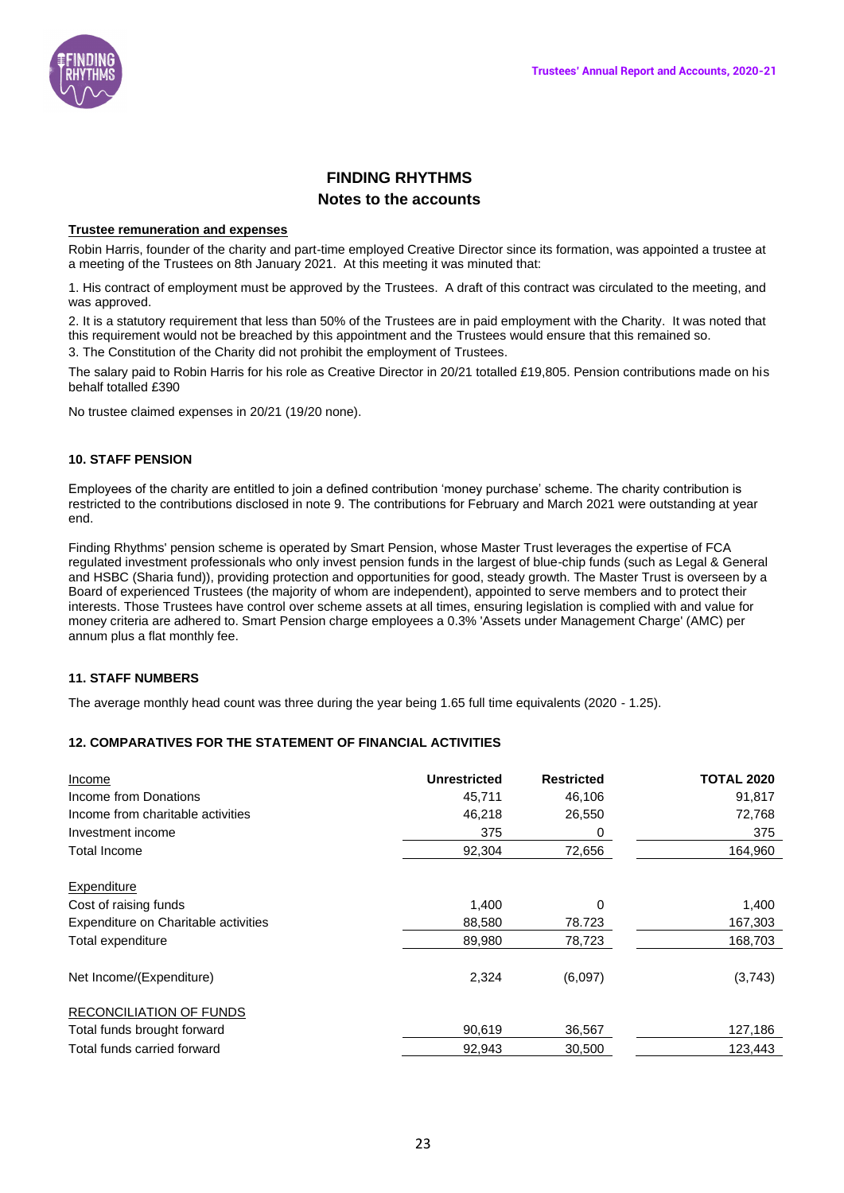# FINDING RHYTHMS

## Notes to the accounts

**Trustee remuneration and expenses**

Robin Harris, founder of the charity and part-time employed Creative Director since its formation, was appointed a trustee at a meeting of the Trustees on 8th January 2021. At this meeting it was minuted that:

1. His contract of employment must be approved by the Trustees. A draft of this contract was circulated to the meeting, and was approved.
2. It is a statutory requirement that less than 50% of the Trustees are in paid employment with the Charity. It was noted that this requirement would not be breached by this appointment and the Trustees would ensure that this remained so.
3. The Constitution of the Charity did not prohibit the employment of Trustees.

The salary paid to Robin Harris for his role as Creative Director in 20/21 totalled £19,805. Pension contributions made on his behalf totalled £390

No trustee claimed expenses in 20/21 (19/20 none).

### 10. STAFF PENSION

Employees of the charity are entitled to join a defined contribution 'money purchase' scheme. The charity contribution is restricted to the contributions disclosed in note 9. The contributions for February and March 2021 were outstanding at year end.

Finding Rhythms' pension scheme is operated by Smart Pension, whose Master Trust leverages the expertise of FCA regulated investment professionals who only invest pension funds in the largest of blue-chip funds (such as Legal & General and HSBC (Sharia fund)), providing protection and opportunities for good, steady growth. The Master Trust is overseen by a Board of experienced Trustees (the majority of whom are independent), appointed to serve members and to protect their interests. Those Trustees have control over scheme assets at all times, ensuring legislation is complied with and value for money criteria are adhered to. Smart Pension charge employees a 0.3% 'Assets under Management Charge' (AMC) per annum plus a flat monthly fee.

### 11. STAFF NUMBERS

The average monthly head count was three during the year being 1.65 full time equivalents (2020 - 1.25).

### 12. COMPARATIVES FOR THE STATEMENT OF FINANCIAL ACTIVITIES

| Income | Unrestricted | Restricted | TOTAL 2020 |
|---|---|---|---|
| Income from Donations | 45,711 | 46,106 | 91,817 |
| Income from charitable activities | 46,218 | 26,550 | 72,768 |
| Investment income | 375 | 0 | 375 |
| Total Income | 92,304 | 72,656 | 164,960 |
| Expenditure | | | |
| Cost of raising funds | 1,400 | 0 | 1,400 |
| Expenditure on Charitable activities | 88,580 | 78.723 | 167,303 |
| Total expenditure | 89,980 | 78,723 | 168,703 |
| Net Income/(Expenditure) | 2,324 | (6,097) | (3,743) |
| RECONCILIATION OF FUNDS | | | |
| Total funds brought forward | 90,619 | 36,567 | 127,186 |
| Total funds carried forward | 92,943 | 30,500 | 123,443 |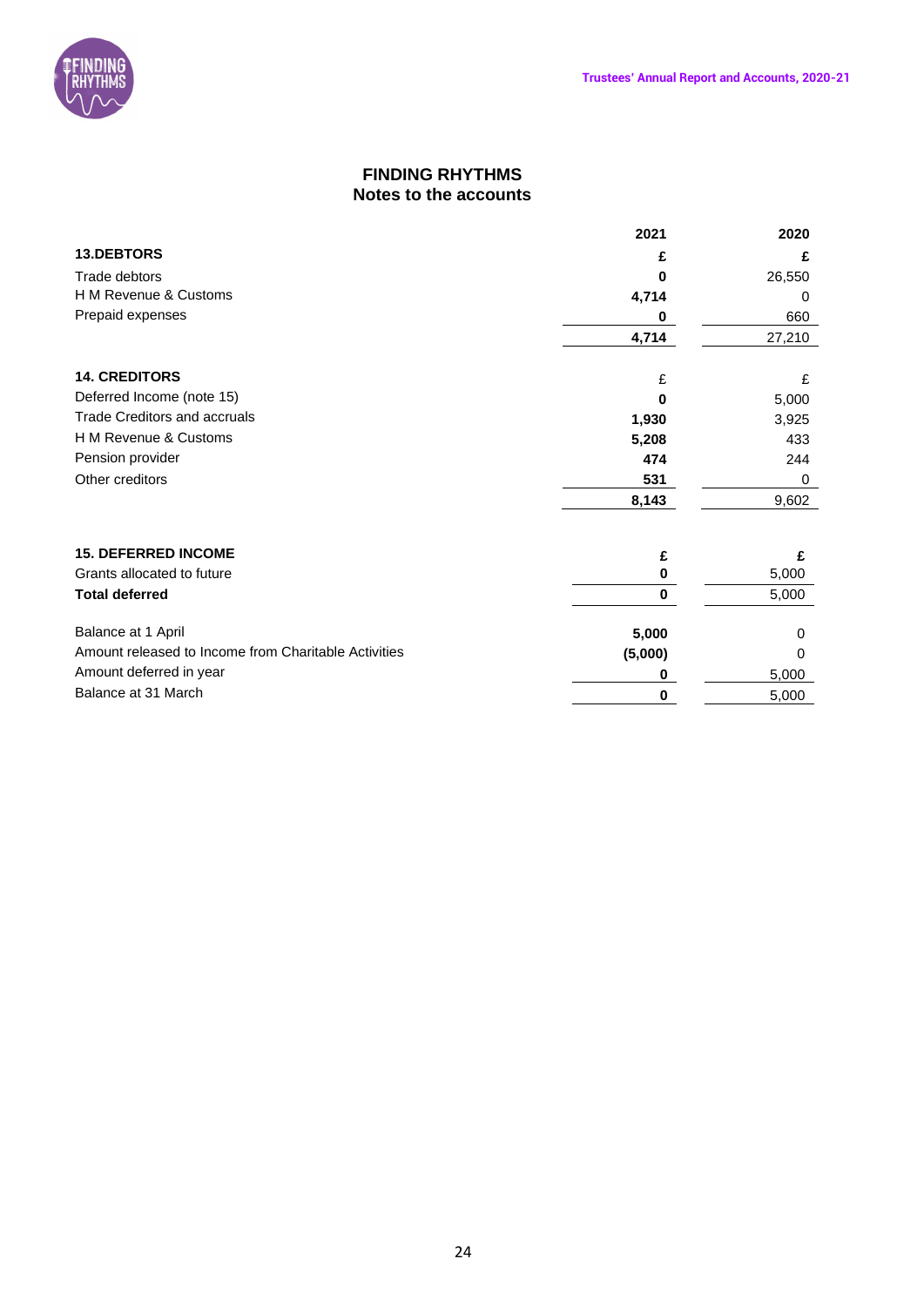# FINDING RHYTHMS
## Notes to the accounts

| | 2021 | 2020 |
|---|---|---|
| **13.DEBTORS** | **£** | **£** |
| Trade debtors | **0** | 26,550 |
| H M Revenue & Customs | **4,714** | 0 |
| Prepaid expenses | **0** | 660 |
| | **4,714** | 27,210 |

| | 2021 | 2020 |
|---|---|---|
| **14. CREDITORS** | £ | £ |
| Deferred Income (note 15) | **0** | 5,000 |
| Trade Creditors and accruals | **1,930** | 3,925 |
| H M Revenue & Customs | **5,208** | 433 |
| Pension provider | **474** | 244 |
| Other creditors | **531** | 0 |
| | **8,143** | 9,602 |

| | 2021 | 2020 |
|---|---|---|
| **15. DEFERRED INCOME** | **£** | **£** |
| Grants allocated to future | **0** | 5,000 |
| **Total deferred** | **0** | 5,000 |
| | | |
| Balance at 1 April | **5,000** | 0 |
| Amount released to Income from Charitable Activities | **(5,000)** | 0 |
| Amount deferred in year | **0** | 5,000 |
| Balance at 31 March | **0** | 5,000 |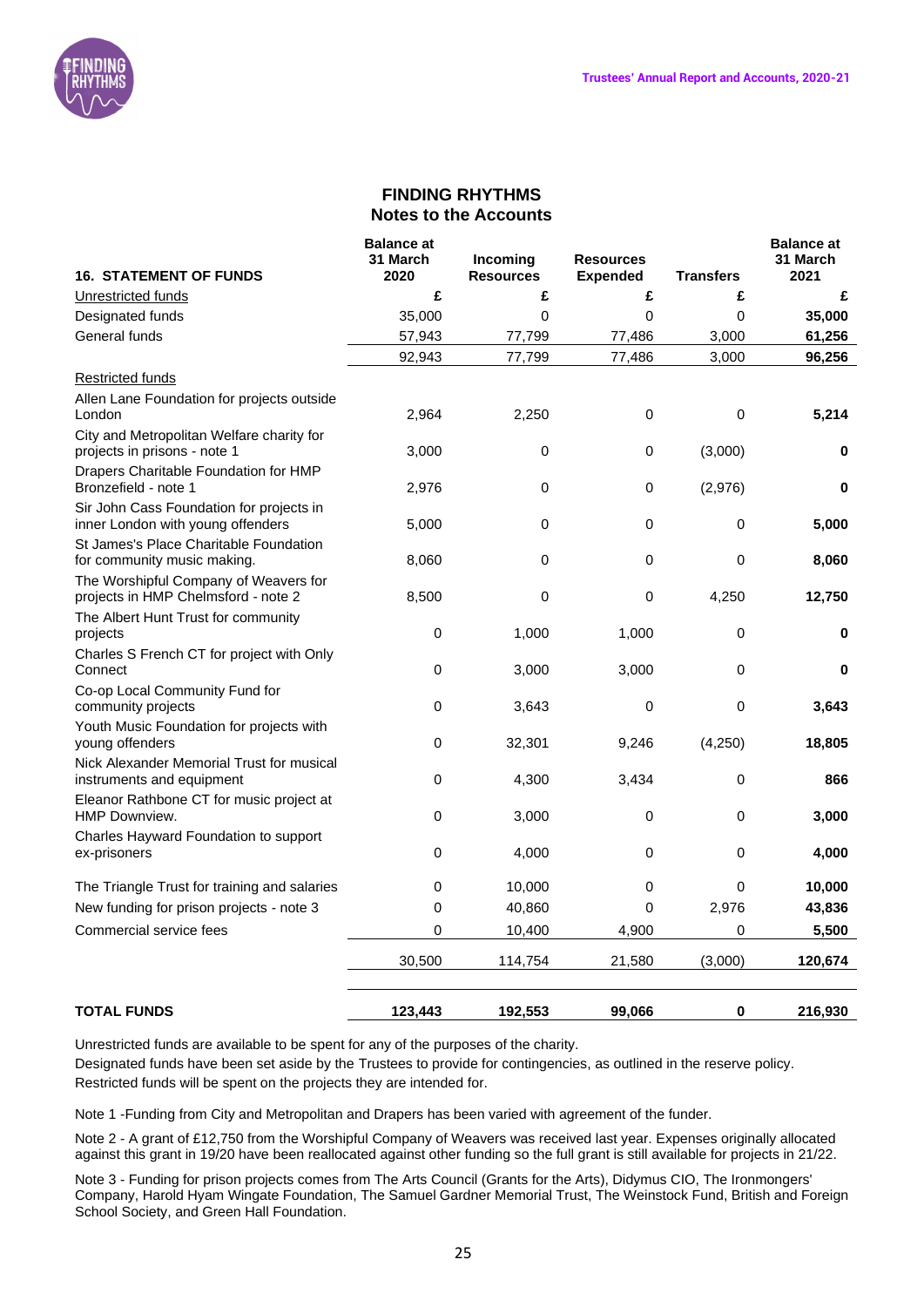# FINDING RHYTHMS
## Notes to the Accounts

| 16. STATEMENT OF FUNDS | Balance at 31 March 2020 | Incoming Resources | Resources Expended | Transfers | Balance at 31 March 2021 |
|---|---|---|---|---|---|
| | £ | £ | £ | £ | £ |
| Unrestricted funds | | | | | |
| Designated funds | 35,000 | 0 | 0 | 0 | **35,000** |
| General funds | 57,943 | 77,799 | 77,486 | 3,000 | **61,256** |
| | 92,943 | 77,799 | 77,486 | 3,000 | **96,256** |
| Restricted funds | | | | | |
| Allen Lane Foundation for projects outside London | 2,964 | 2,250 | 0 | 0 | **5,214** |
| City and Metropolitan Welfare charity for projects in prisons - note 1 | 3,000 | 0 | 0 | (3,000) | **0** |
| Drapers Charitable Foundation for HMP Bronzefield - note 1 | 2,976 | 0 | 0 | (2,976) | **0** |
| Sir John Cass Foundation for projects in inner London with young offenders | 5,000 | 0 | 0 | 0 | **5,000** |
| St James's Place Charitable Foundation for community music making. | 8,060 | 0 | 0 | 0 | **8,060** |
| The Worshipful Company of Weavers for projects in HMP Chelmsford - note 2 | 8,500 | 0 | 0 | 4,250 | **12,750** |
| The Albert Hunt Trust for community projects | 0 | 1,000 | 1,000 | 0 | **0** |
| Charles S French CT for project with Only Connect | 0 | 3,000 | 3,000 | 0 | **0** |
| Co-op Local Community Fund for community projects | 0 | 3,643 | 0 | 0 | **3,643** |
| Youth Music Foundation for projects with young offenders | 0 | 32,301 | 9,246 | (4,250) | **18,805** |
| Nick Alexander Memorial Trust for musical instruments and equipment | 0 | 4,300 | 3,434 | 0 | **866** |
| Eleanor Rathbone CT for music project at HMP Downview. | 0 | 3,000 | 0 | 0 | **3,000** |
| Charles Hayward Foundation to support ex-prisoners | 0 | 4,000 | 0 | 0 | **4,000** |
| The Triangle Trust for training and salaries | 0 | 10,000 | 0 | 0 | **10,000** |
| New funding for prison projects - note 3 | 0 | 40,860 | 0 | 2,976 | **43,836** |
| Commercial service fees | 0 | 10,400 | 4,900 | 0 | **5,500** |
| | 30,500 | 114,754 | 21,580 | (3,000) | **120,674** |
| **TOTAL FUNDS** | **123,443** | **192,553** | **99,066** | **0** | **216,930** |

Unrestricted funds are available to be spent for any of the purposes of the charity.
Designated funds have been set aside by the Trustees to provide for contingencies, as outlined in the reserve policy.
Restricted funds will be spent on the projects they are intended for.

Note 1 -Funding from City and Metropolitan and Drapers has been varied with agreement of the funder.

Note 2 - A grant of £12,750 from the Worshipful Company of Weavers was received last year. Expenses originally allocated against this grant in 19/20 have been reallocated against other funding so the full grant is still available for projects in 21/22.

Note 3 - Funding for prison projects comes from The Arts Council (Grants for the Arts), Didymus CIO, The Ironmongers' Company, Harold Hyam Wingate Foundation, The Samuel Gardner Memorial Trust, The Weinstock Fund, British and Foreign School Society, and Green Hall Foundation.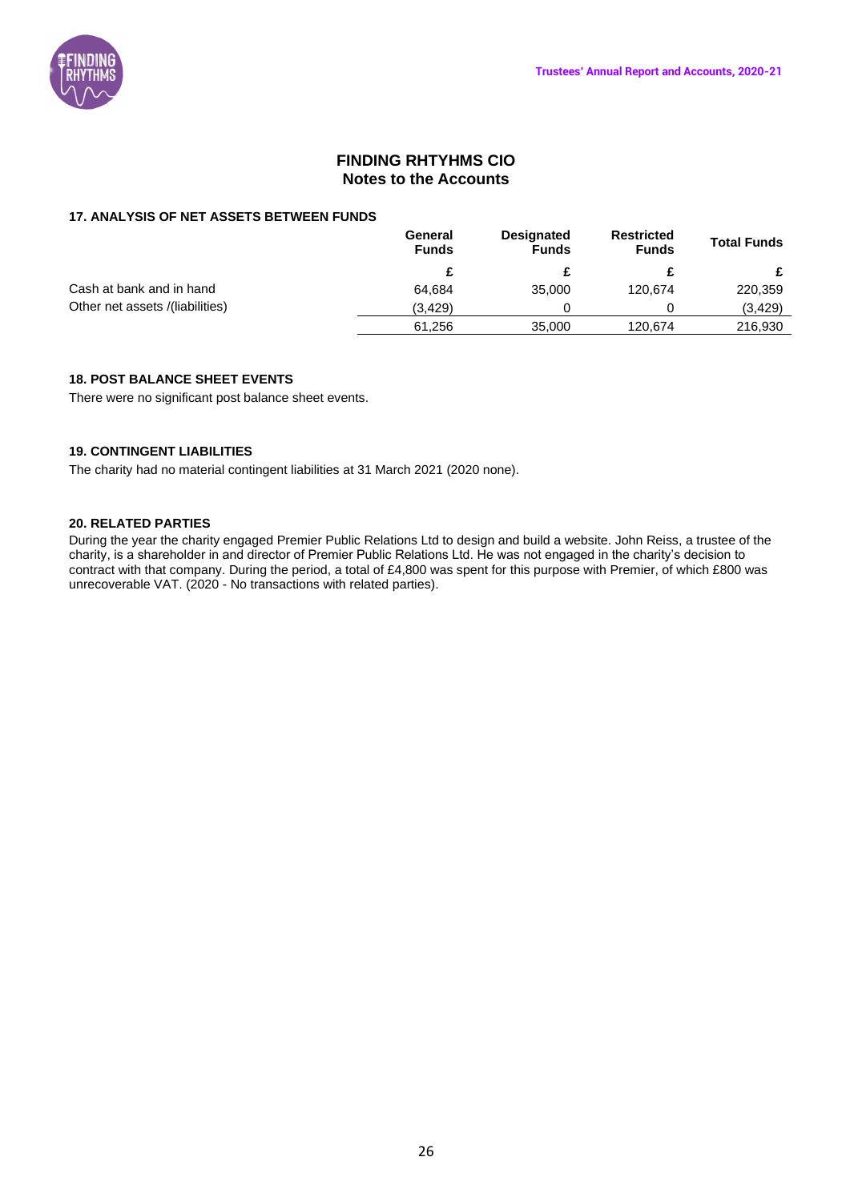# FINDING RHTYHMS CIO
## Notes to the Accounts

### 17. ANALYSIS OF NET ASSETS BETWEEN FUNDS

| | General Funds | Designated Funds | Restricted Funds | Total Funds |
|---|---|---|---|---|
| | £ | £ | £ | £ |
| Cash at bank and in hand | 64,684 | 35,000 | 120,674 | 220,359 |
| Other net assets /(liabilities) | (3,429) | 0 | 0 | (3,429) |
| | 61,256 | 35,000 | 120,674 | 216,930 |

### 18. POST BALANCE SHEET EVENTS

There were no significant post balance sheet events.

### 19. CONTINGENT LIABILITIES

The charity had no material contingent liabilities at 31 March 2021 (2020 none).

### 20. RELATED PARTIES

During the year the charity engaged Premier Public Relations Ltd to design and build a website. John Reiss, a trustee of the charity, is a shareholder in and director of Premier Public Relations Ltd. He was not engaged in the charity's decision to contract with that company. During the period, a total of £4,800 was spent for this purpose with Premier, of which £800 was unrecoverable VAT. (2020 - No transactions with related parties).